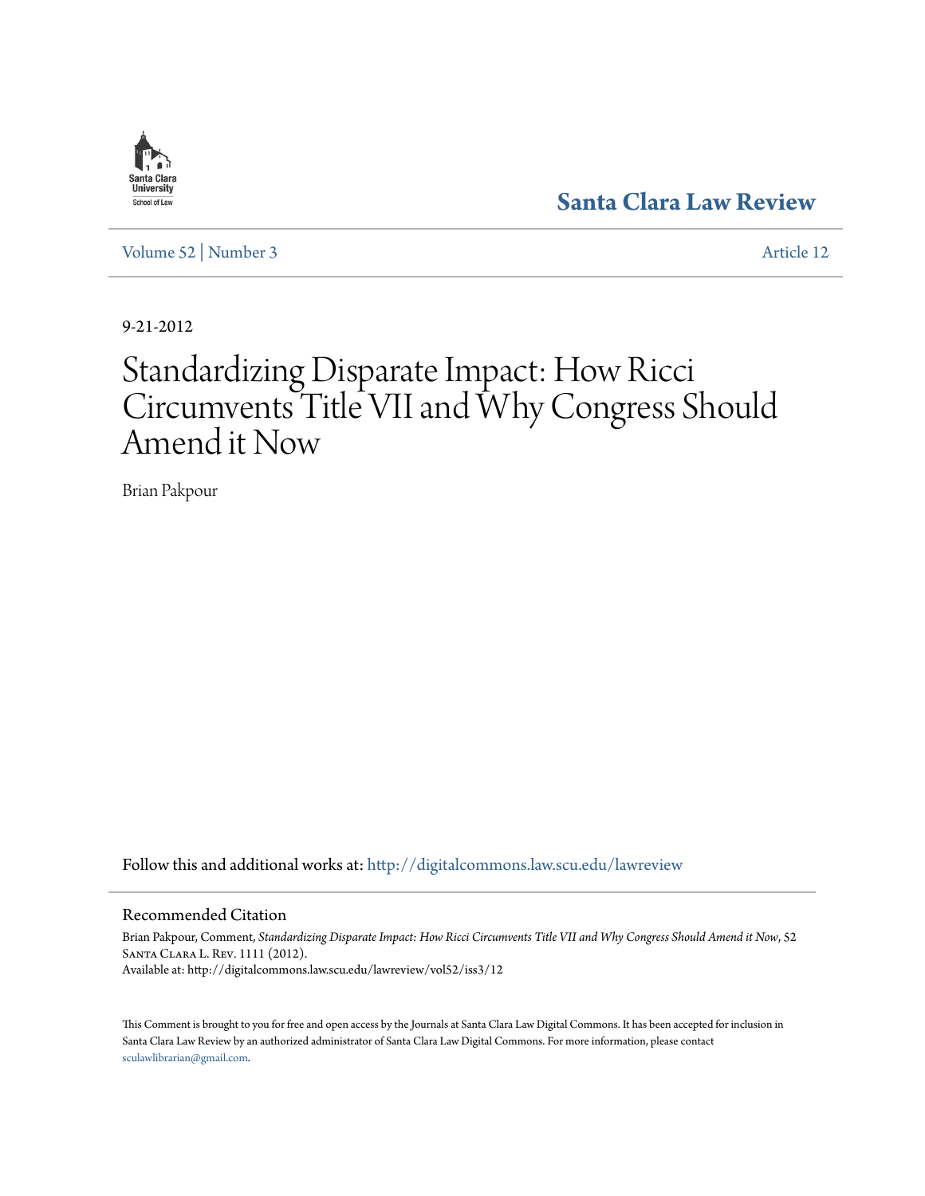Santa Clara Law Review

Volume 52 | Number 3 Article 12

9-21-2012

# Standardizing Disparate Impact: How Ricci Circumvents Title VII and Why Congress Should Amend it Now

Brian Pakpour

Follow this and additional works at: http://digitalcommons.law.scu.edu/lawreview

## Recommended Citation

Brian Pakpour, Comment, *Standardizing Disparate Impact: How Ricci Circumvents Title VII and Why Congress Should Amend it Now*, 52 Santa Clara L. Rev. 1111 (2012).
Available at: http://digitalcommons.law.scu.edu/lawreview/vol52/iss3/12

This Comment is brought to you for free and open access by the Journals at Santa Clara Law Digital Commons. It has been accepted for inclusion in Santa Clara Law Review by an authorized administrator of Santa Clara Law Digital Commons. For more information, please contact sculawlibrarian@gmail.com.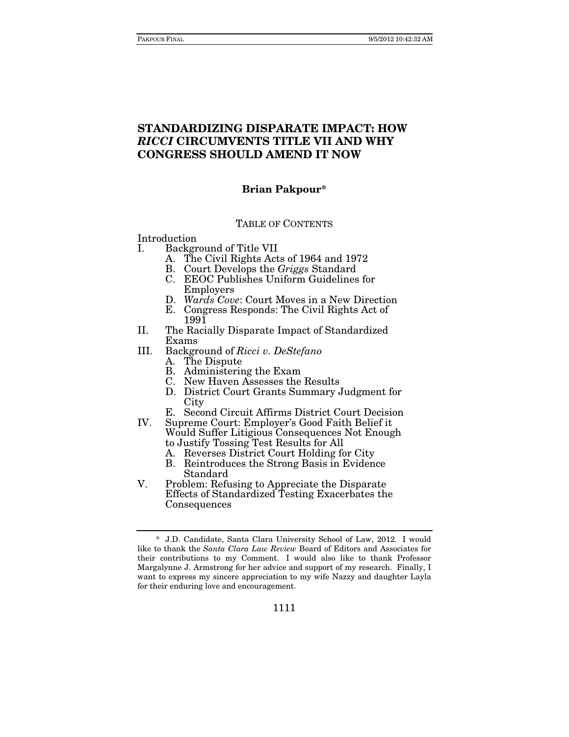# STANDARDIZING DISPARATE IMPACT: HOW *RICCI* CIRCUMVENTS TITLE VII AND WHY CONGRESS SHOULD AMEND IT NOW

**Brian Pakpour***

TABLE OF CONTENTS

Introduction
- I. Background of Title VII
  - A. The Civil Rights Acts of 1964 and 1972
  - B. Court Develops the *Griggs* Standard
  - C. EEOC Publishes Uniform Guidelines for Employers
  - D. *Wards Cove*: Court Moves in a New Direction
  - E. Congress Responds: The Civil Rights Act of 1991
- II. The Racially Disparate Impact of Standardized Exams
- III. Background of *Ricci v. DeStefano*
  - A. The Dispute
  - B. Administering the Exam
  - C. New Haven Assesses the Results
  - D. District Court Grants Summary Judgment for City
  - E. Second Circuit Affirms District Court Decision
- IV. Supreme Court: Employer's Good Faith Belief it Would Suffer Litigious Consequences Not Enough to Justify Tossing Test Results for All
  - A. Reverses District Court Holding for City
  - B. Reintroduces the Strong Basis in Evidence Standard
- V. Problem: Refusing to Appreciate the Disparate Effects of Standardized Testing Exacerbates the Consequences

---

\* J.D. Candidate, Santa Clara University School of Law, 2012. I would like to thank the *Santa Clara Law Review* Board of Editors and Associates for their contributions to my Comment. I would also like to thank Professor Margalynne J. Armstrong for her advice and support of my research. Finally, I want to express my sincere appreciation to my wife Nazzy and daughter Layla for their enduring love and encouragement.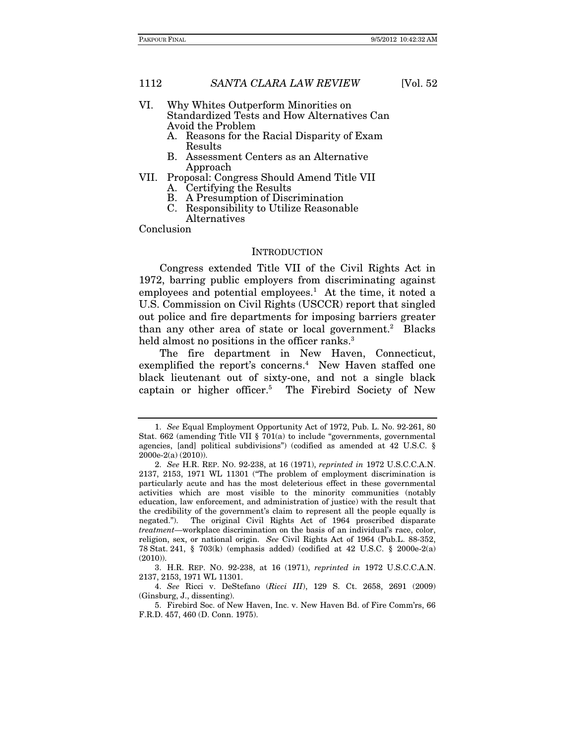- VI. Why Whites Outperform Minorities on Standardized Tests and How Alternatives Can Avoid the Problem
  - A. Reasons for the Racial Disparity of Exam Results
  - B. Assessment Centers as an Alternative Approach
- VII. Proposal: Congress Should Amend Title VII
  - A. Certifying the Results
  - B. A Presumption of Discrimination
  - C. Responsibility to Utilize Reasonable Alternatives
- Conclusion

## INTRODUCTION

Congress extended Title VII of the Civil Rights Act in 1972, barring public employers from discriminating against employees and potential employees.[1] At the time, it noted a U.S. Commission on Civil Rights (USCCR) report that singled out police and fire departments for imposing barriers greater than any other area of state or local government.[2] Blacks held almost no positions in the officer ranks.[3]

The fire department in New Haven, Connecticut, exemplified the report's concerns.[4] New Haven staffed one black lieutenant out of sixty-one, and not a single black captain or higher officer.[5] The Firebird Society of New

---

1. *See* Equal Employment Opportunity Act of 1972, Pub. L. No. 92-261, 80 Stat. 662 (amending Title VII § 701(a) to include "governments, governmental agencies, [and] political subdivisions") (codified as amended at 42 U.S.C. § 2000e-2(a) (2010)).

2. *See* H.R. REP. NO. 92-238, at 16 (1971), *reprinted in* 1972 U.S.C.C.A.N. 2137, 2153, 1971 WL 11301 ("The problem of employment discrimination is particularly acute and has the most deleterious effect in these governmental activities which are most visible to the minority communities (notably education, law enforcement, and administration of justice) with the result that the credibility of the government's claim to represent all the people equally is negated."). The original Civil Rights Act of 1964 proscribed disparate *treatment*—workplace discrimination on the basis of an individual's race, color, religion, sex, or national origin. *See* Civil Rights Act of 1964 (Pub.L. 88-352, 78 Stat. 241, § 703(k) (emphasis added) (codified at 42 U.S.C. § 2000e-2(a) (2010)).

3. H.R. REP. NO. 92-238, at 16 (1971), *reprinted in* 1972 U.S.C.C.A.N. 2137, 2153, 1971 WL 11301.

4. *See* Ricci v. DeStefano (*Ricci III*), 129 S. Ct. 2658, 2691 (2009) (Ginsburg, J., dissenting).

5. Firebird Soc. of New Haven, Inc. v. New Haven Bd. of Fire Comm'rs, 66 F.R.D. 457, 460 (D. Conn. 1975).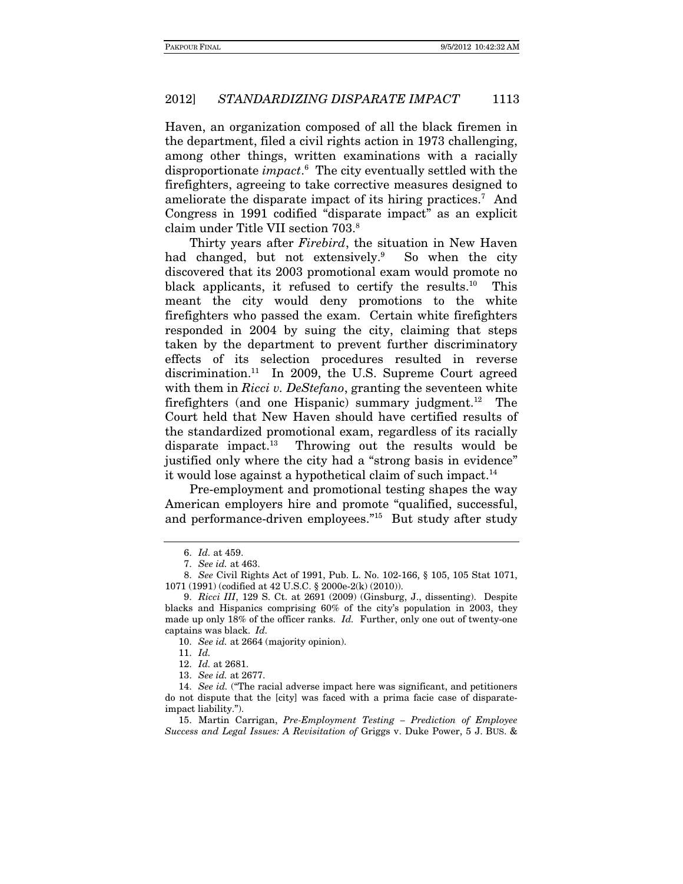Haven, an organization composed of all the black firemen in the department, filed a civil rights action in 1973 challenging, among other things, written examinations with a racially disproportionate *impact*.[6] The city eventually settled with the firefighters, agreeing to take corrective measures designed to ameliorate the disparate impact of its hiring practices.[7] And Congress in 1991 codified "disparate impact" as an explicit claim under Title VII section 703.[8]

Thirty years after *Firebird*, the situation in New Haven had changed, but not extensively.[9] So when the city discovered that its 2003 promotional exam would promote no black applicants, it refused to certify the results.[10] This meant the city would deny promotions to the white firefighters who passed the exam. Certain white firefighters responded in 2004 by suing the city, claiming that steps taken by the department to prevent further discriminatory effects of its selection procedures resulted in reverse discrimination.[11] In 2009, the U.S. Supreme Court agreed with them in *Ricci v. DeStefano*, granting the seventeen white firefighters (and one Hispanic) summary judgment.[12] The Court held that New Haven should have certified results of the standardized promotional exam, regardless of its racially disparate impact.[13] Throwing out the results would be justified only where the city had a "strong basis in evidence" it would lose against a hypothetical claim of such impact.[14]

Pre-employment and promotional testing shapes the way American employers hire and promote "qualified, successful, and performance-driven employees."[15] But study after study

---

6. *Id.* at 459.

7. *See id.* at 463.

8. *See* Civil Rights Act of 1991, Pub. L. No. 102-166, § 105, 105 Stat 1071, 1071 (1991) (codified at 42 U.S.C. § 2000e-2(k) (2010)).

9. *Ricci III*, 129 S. Ct. at 2691 (2009) (Ginsburg, J., dissenting). Despite blacks and Hispanics comprising 60% of the city's population in 2003, they made up only 18% of the officer ranks. *Id.* Further, only one out of twenty-one captains was black. *Id.*

10. *See id.* at 2664 (majority opinion).

11. *Id.*

12. *Id.* at 2681.

13. *See id.* at 2677.

14. *See id.* ("The racial adverse impact here was significant, and petitioners do not dispute that the [city] was faced with a prima facie case of disparate-impact liability.").

15. Martin Carrigan, *Pre-Employment Testing – Prediction of Employee Success and Legal Issues: A Revisitation of* Griggs v. Duke Power, 5 J. BUS. &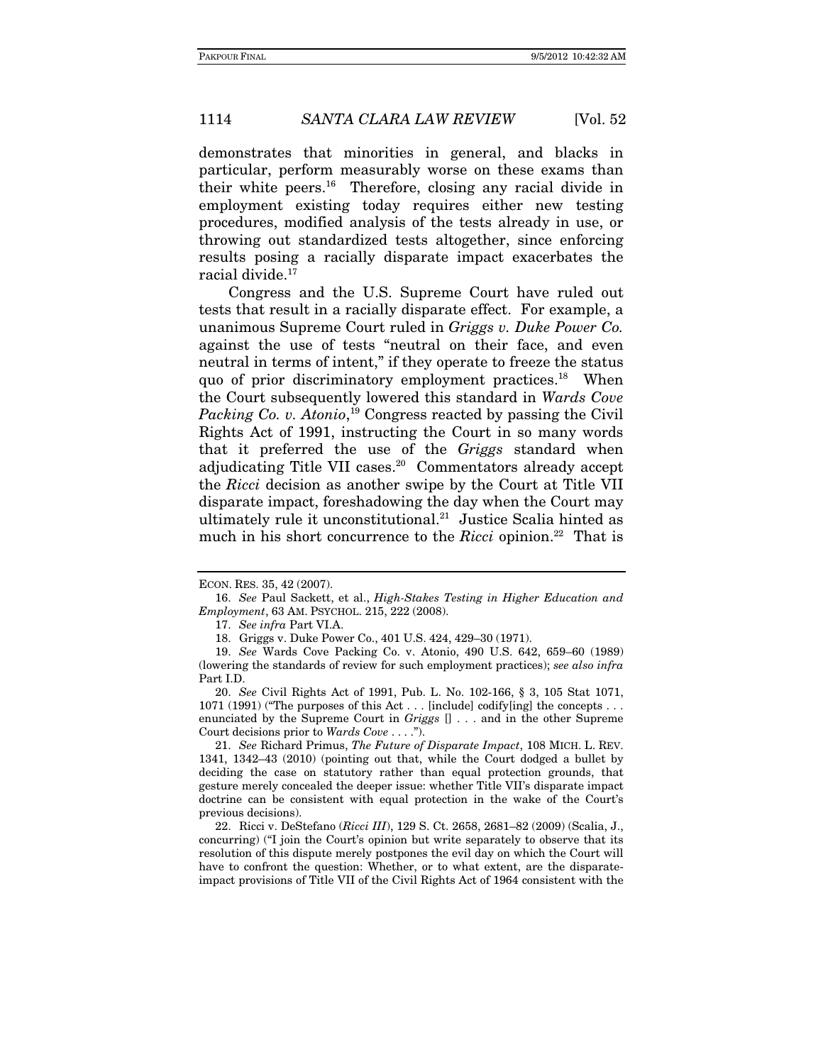demonstrates that minorities in general, and blacks in particular, perform measurably worse on these exams than their white peers.[16] Therefore, closing any racial divide in employment existing today requires either new testing procedures, modified analysis of the tests already in use, or throwing out standardized tests altogether, since enforcing results posing a racially disparate impact exacerbates the racial divide.[17]

Congress and the U.S. Supreme Court have ruled out tests that result in a racially disparate effect. For example, a unanimous Supreme Court ruled in *Griggs v. Duke Power Co.* against the use of tests "neutral on their face, and even neutral in terms of intent," if they operate to freeze the status quo of prior discriminatory employment practices.[18] When the Court subsequently lowered this standard in *Wards Cove Packing Co. v. Atonio*,[19] Congress reacted by passing the Civil Rights Act of 1991, instructing the Court in so many words that it preferred the use of the *Griggs* standard when adjudicating Title VII cases.[20] Commentators already accept the *Ricci* decision as another swipe by the Court at Title VII disparate impact, foreshadowing the day when the Court may ultimately rule it unconstitutional.[21] Justice Scalia hinted as much in his short concurrence to the *Ricci* opinion.[22] That is

---

ECON. RES. 35, 42 (2007).

16. *See* Paul Sackett, et al., *High-Stakes Testing in Higher Education and Employment*, 63 AM. PSYCHOL. 215, 222 (2008).

17. *See infra* Part VI.A.

18. Griggs v. Duke Power Co., 401 U.S. 424, 429–30 (1971).

19. *See* Wards Cove Packing Co. v. Atonio, 490 U.S. 642, 659–60 (1989) (lowering the standards of review for such employment practices); *see also infra* Part I.D.

20. *See* Civil Rights Act of 1991, Pub. L. No. 102-166, § 3, 105 Stat 1071, 1071 (1991) ("The purposes of this Act . . . [include] codify[ing] the concepts . . . enunciated by the Supreme Court in *Griggs* [] . . . and in the other Supreme Court decisions prior to *Wards Cove* . . . .").

21. *See* Richard Primus, *The Future of Disparate Impact*, 108 MICH. L. REV. 1341, 1342–43 (2010) (pointing out that, while the Court dodged a bullet by deciding the case on statutory rather than equal protection grounds, that gesture merely concealed the deeper issue: whether Title VII's disparate impact doctrine can be consistent with equal protection in the wake of the Court's previous decisions).

22. Ricci v. DeStefano (*Ricci III*), 129 S. Ct. 2658, 2681–82 (2009) (Scalia, J., concurring) ("I join the Court's opinion but write separately to observe that its resolution of this dispute merely postpones the evil day on which the Court will have to confront the question: Whether, or to what extent, are the disparate-impact provisions of Title VII of the Civil Rights Act of 1964 consistent with the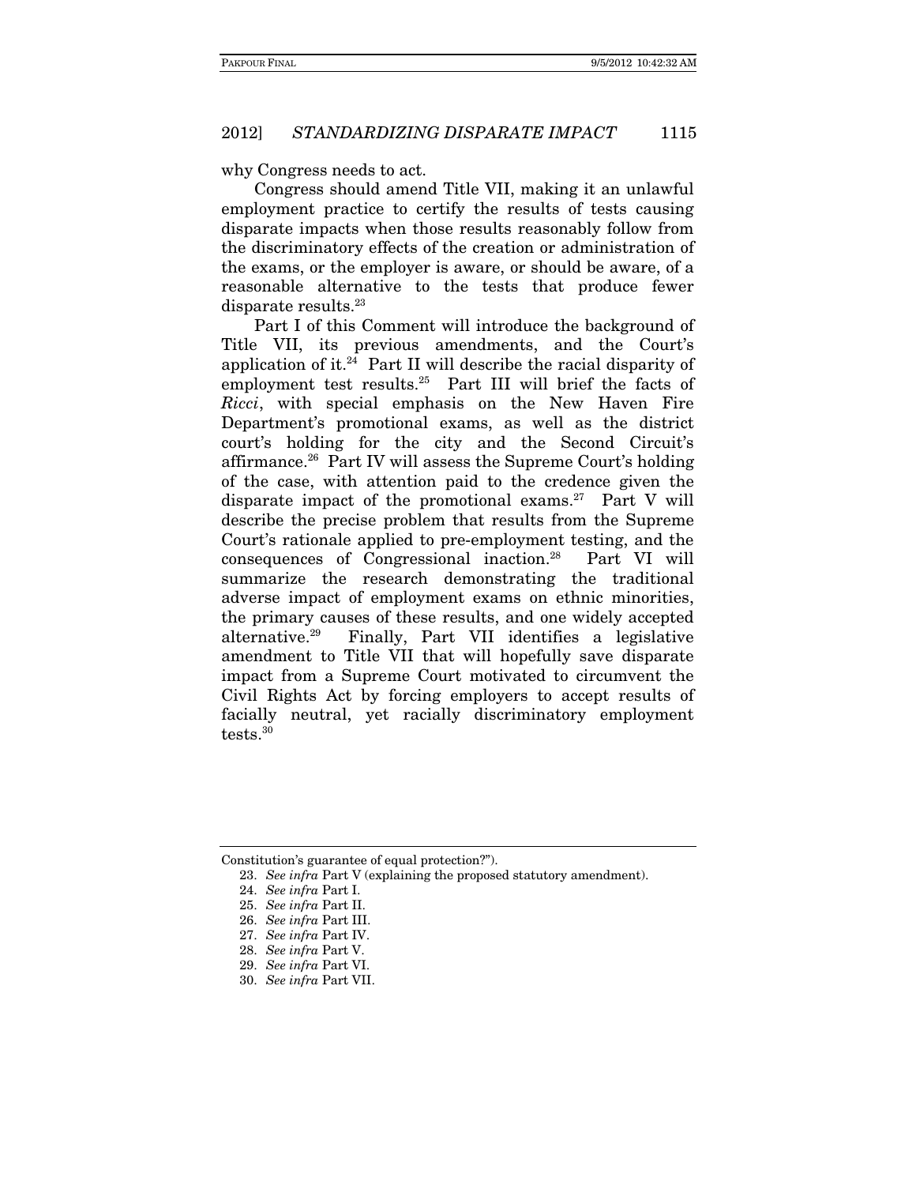why Congress needs to act.

Congress should amend Title VII, making it an unlawful employment practice to certify the results of tests causing disparate impacts when those results reasonably follow from the discriminatory effects of the creation or administration of the exams, or the employer is aware, or should be aware, of a reasonable alternative to the tests that produce fewer disparate results.[23]

Part I of this Comment will introduce the background of Title VII, its previous amendments, and the Court's application of it.[24] Part II will describe the racial disparity of employment test results.[25] Part III will brief the facts of *Ricci*, with special emphasis on the New Haven Fire Department's promotional exams, as well as the district court's holding for the city and the Second Circuit's affirmance.[26] Part IV will assess the Supreme Court's holding of the case, with attention paid to the credence given the disparate impact of the promotional exams.[27] Part V will describe the precise problem that results from the Supreme Court's rationale applied to pre-employment testing, and the consequences of Congressional inaction.[28] Part VI will summarize the research demonstrating the traditional adverse impact of employment exams on ethnic minorities, the primary causes of these results, and one widely accepted alternative.[29] Finally, Part VII identifies a legislative amendment to Title VII that will hopefully save disparate impact from a Supreme Court motivated to circumvent the Civil Rights Act by forcing employers to accept results of facially neutral, yet racially discriminatory employment tests.[30]

---

Constitution's guarantee of equal protection?").

23. *See infra* Part V (explaining the proposed statutory amendment).

24. *See infra* Part I.

25. *See infra* Part II.

26. *See infra* Part III.

27. *See infra* Part IV.

28. *See infra* Part V.

29. *See infra* Part VI.

30. *See infra* Part VII.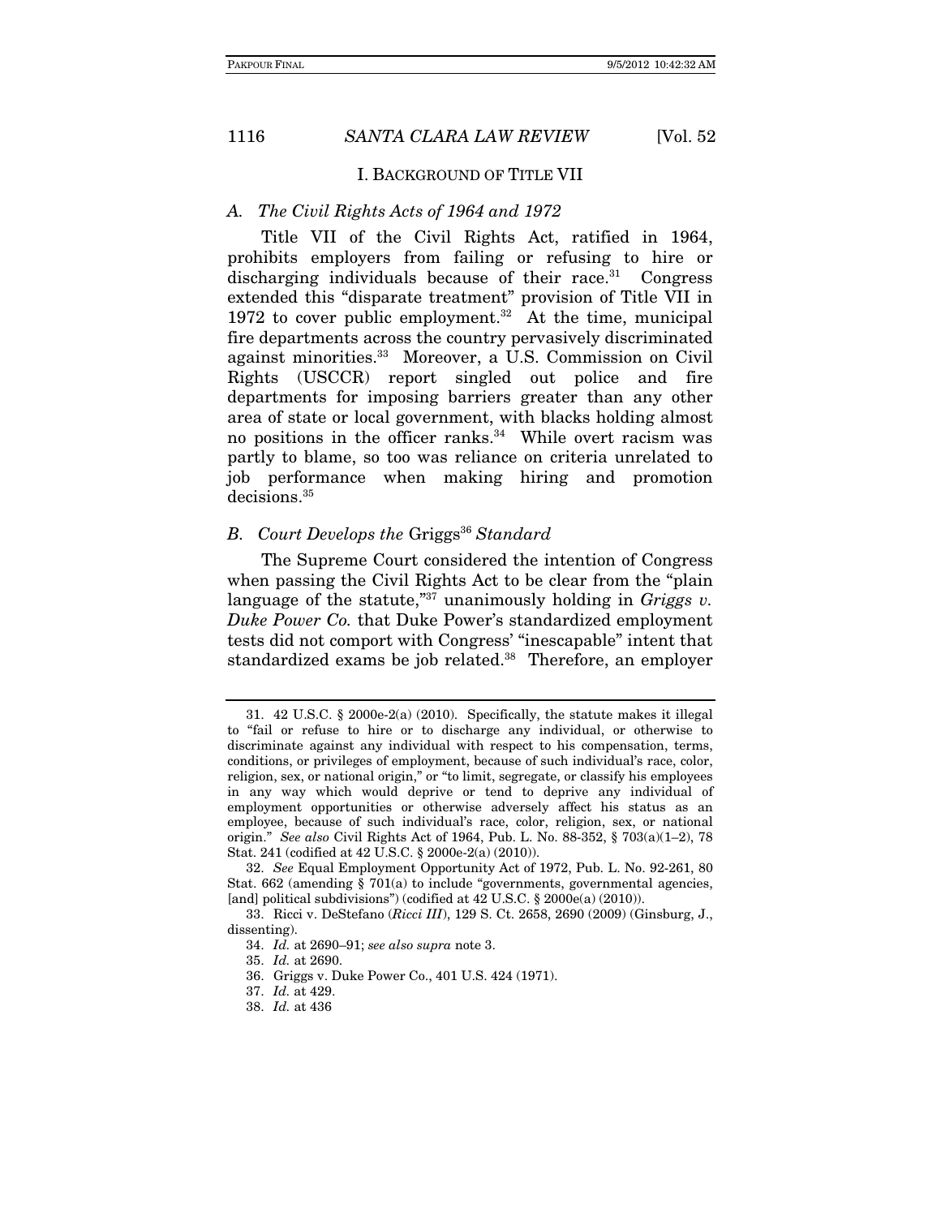## I. BACKGROUND OF TITLE VII

### *A. The Civil Rights Acts of 1964 and 1972*

Title VII of the Civil Rights Act, ratified in 1964, prohibits employers from failing or refusing to hire or discharging individuals because of their race.[31] Congress extended this "disparate treatment" provision of Title VII in 1972 to cover public employment.[32] At the time, municipal fire departments across the country pervasively discriminated against minorities.[33] Moreover, a U.S. Commission on Civil Rights (USCCR) report singled out police and fire departments for imposing barriers greater than any other area of state or local government, with blacks holding almost no positions in the officer ranks.[34] While overt racism was partly to blame, so too was reliance on criteria unrelated to job performance when making hiring and promotion decisions.[35]

### *B. Court Develops the* Griggs[36] *Standard*

The Supreme Court considered the intention of Congress when passing the Civil Rights Act to be clear from the "plain language of the statute,"[37] unanimously holding in *Griggs v. Duke Power Co.* that Duke Power's standardized employment tests did not comport with Congress' "inescapable" intent that standardized exams be job related.[38] Therefore, an employer

---

31. 42 U.S.C. § 2000e-2(a) (2010). Specifically, the statute makes it illegal to "fail or refuse to hire or to discharge any individual, or otherwise to discriminate against any individual with respect to his compensation, terms, conditions, or privileges of employment, because of such individual's race, color, religion, sex, or national origin," or "to limit, segregate, or classify his employees in any way which would deprive or tend to deprive any individual of employment opportunities or otherwise adversely affect his status as an employee, because of such individual's race, color, religion, sex, or national origin." *See also* Civil Rights Act of 1964, Pub. L. No. 88-352, § 703(a)(1–2), 78 Stat. 241 (codified at 42 U.S.C. § 2000e-2(a) (2010)).

32. *See* Equal Employment Opportunity Act of 1972, Pub. L. No. 92-261, 80 Stat. 662 (amending § 701(a) to include "governments, governmental agencies, [and] political subdivisions") (codified at 42 U.S.C. § 2000e(a) (2010)).

33. Ricci v. DeStefano (*Ricci III*), 129 S. Ct. 2658, 2690 (2009) (Ginsburg, J., dissenting).

34. *Id.* at 2690–91; *see also supra* note 3.

35. *Id.* at 2690.

36. Griggs v. Duke Power Co., 401 U.S. 424 (1971).

37. *Id.* at 429.

38. *Id.* at 436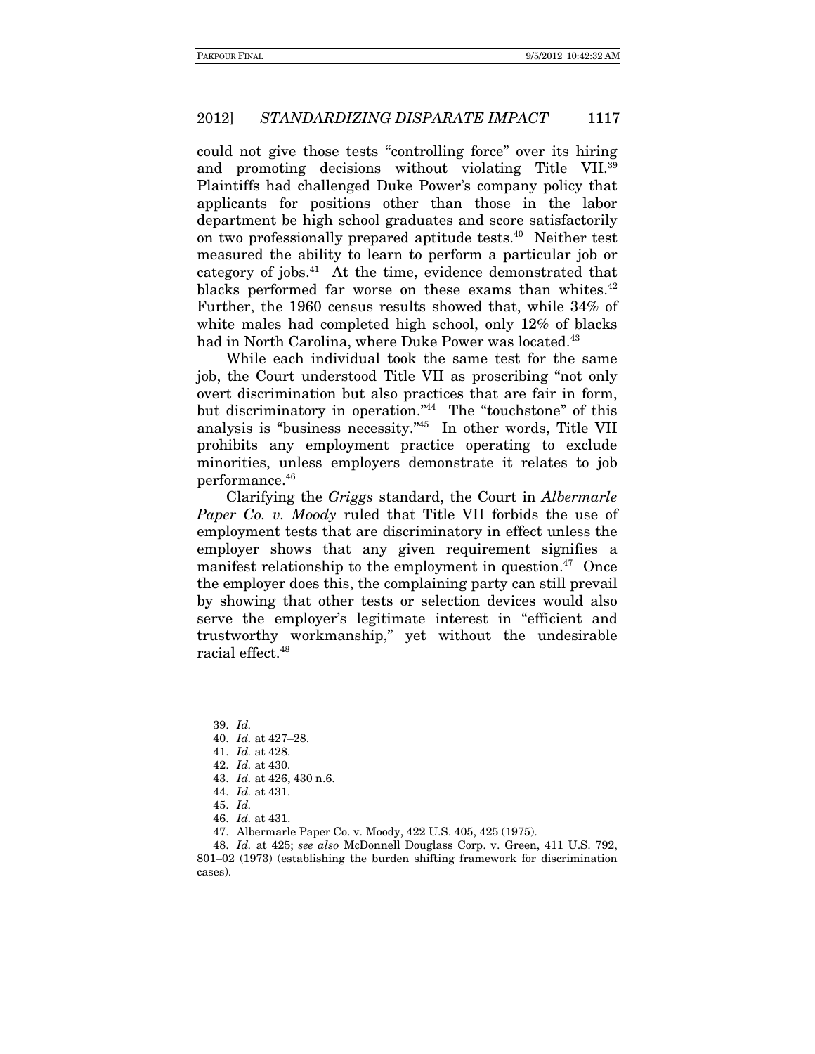could not give those tests "controlling force" over its hiring and promoting decisions without violating Title VII.[39] Plaintiffs had challenged Duke Power's company policy that applicants for positions other than those in the labor department be high school graduates and score satisfactorily on two professionally prepared aptitude tests.[40] Neither test measured the ability to learn to perform a particular job or category of jobs.[41] At the time, evidence demonstrated that blacks performed far worse on these exams than whites.[42] Further, the 1960 census results showed that, while 34% of white males had completed high school, only 12% of blacks had in North Carolina, where Duke Power was located.[43]

While each individual took the same test for the same job, the Court understood Title VII as proscribing "not only overt discrimination but also practices that are fair in form, but discriminatory in operation."[44] The "touchstone" of this analysis is "business necessity."[45] In other words, Title VII prohibits any employment practice operating to exclude minorities, unless employers demonstrate it relates to job performance.[46]

Clarifying the *Griggs* standard, the Court in *Albermarle Paper Co. v. Moody* ruled that Title VII forbids the use of employment tests that are discriminatory in effect unless the employer shows that any given requirement signifies a manifest relationship to the employment in question.[47] Once the employer does this, the complaining party can still prevail by showing that other tests or selection devices would also serve the employer's legitimate interest in "efficient and trustworthy workmanship," yet without the undesirable racial effect.[48]

---

39. *Id.*

40. *Id.* at 427–28.

41. *Id.* at 428.

42. *Id.* at 430.

43. *Id.* at 426, 430 n.6.

44. *Id.* at 431.

45. *Id.*

46. *Id.* at 431.

47. Albermarle Paper Co. v. Moody, 422 U.S. 405, 425 (1975).

48. *Id.* at 425; *see also* McDonnell Douglass Corp. v. Green, 411 U.S. 792, 801–02 (1973) (establishing the burden shifting framework for discrimination cases).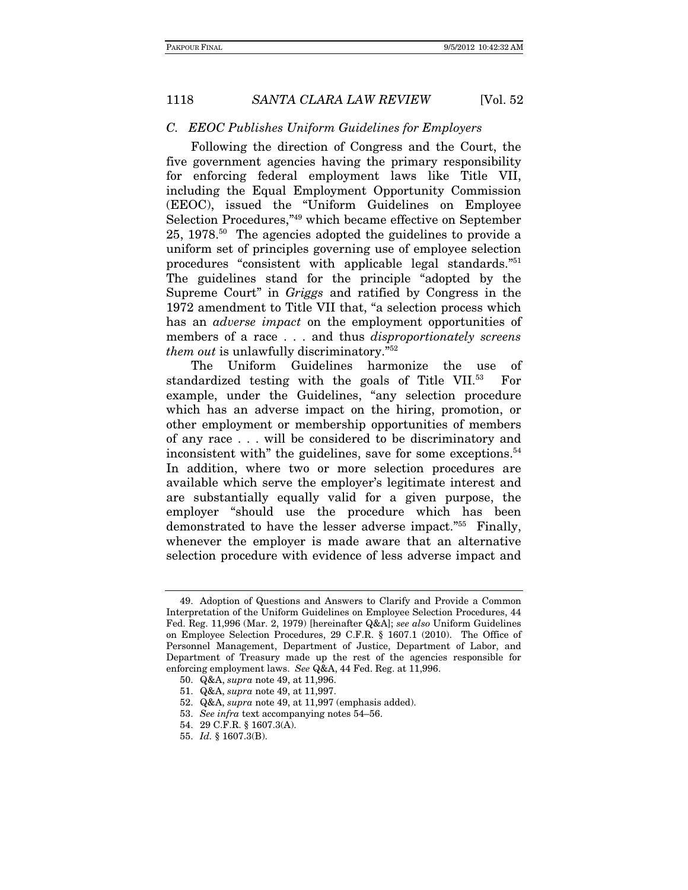### C. EEOC Publishes Uniform Guidelines for Employers

Following the direction of Congress and the Court, the five government agencies having the primary responsibility for enforcing federal employment laws like Title VII, including the Equal Employment Opportunity Commission (EEOC), issued the "Uniform Guidelines on Employee Selection Procedures,"[49] which became effective on September 25, 1978.[50] The agencies adopted the guidelines to provide a uniform set of principles governing use of employee selection procedures "consistent with applicable legal standards."[51] The guidelines stand for the principle "adopted by the Supreme Court" in *Griggs* and ratified by Congress in the 1972 amendment to Title VII that, "a selection process which has an *adverse impact* on the employment opportunities of members of a race . . . and thus *disproportionately screens them out* is unlawfully discriminatory."[52]

The Uniform Guidelines harmonize the use of standardized testing with the goals of Title VII.[53] For example, under the Guidelines, "any selection procedure which has an adverse impact on the hiring, promotion, or other employment or membership opportunities of members of any race . . . will be considered to be discriminatory and inconsistent with" the guidelines, save for some exceptions.[54] In addition, where two or more selection procedures are available which serve the employer's legitimate interest and are substantially equally valid for a given purpose, the employer "should use the procedure which has been demonstrated to have the lesser adverse impact."[55] Finally, whenever the employer is made aware that an alternative selection procedure with evidence of less adverse impact and

---

49. Adoption of Questions and Answers to Clarify and Provide a Common Interpretation of the Uniform Guidelines on Employee Selection Procedures, 44 Fed. Reg. 11,996 (Mar. 2, 1979) [hereinafter Q&A]; *see also* Uniform Guidelines on Employee Selection Procedures, 29 C.F.R. § 1607.1 (2010). The Office of Personnel Management, Department of Justice, Department of Labor, and Department of Treasury made up the rest of the agencies responsible for enforcing employment laws. *See* Q&A, 44 Fed. Reg. at 11,996.

50. Q&A, *supra* note 49, at 11,996.

51. Q&A, *supra* note 49, at 11,997.

52. Q&A, *supra* note 49, at 11,997 (emphasis added).

53. *See infra* text accompanying notes 54–56.

54. 29 C.F.R. § 1607.3(A).

55. *Id.* § 1607.3(B).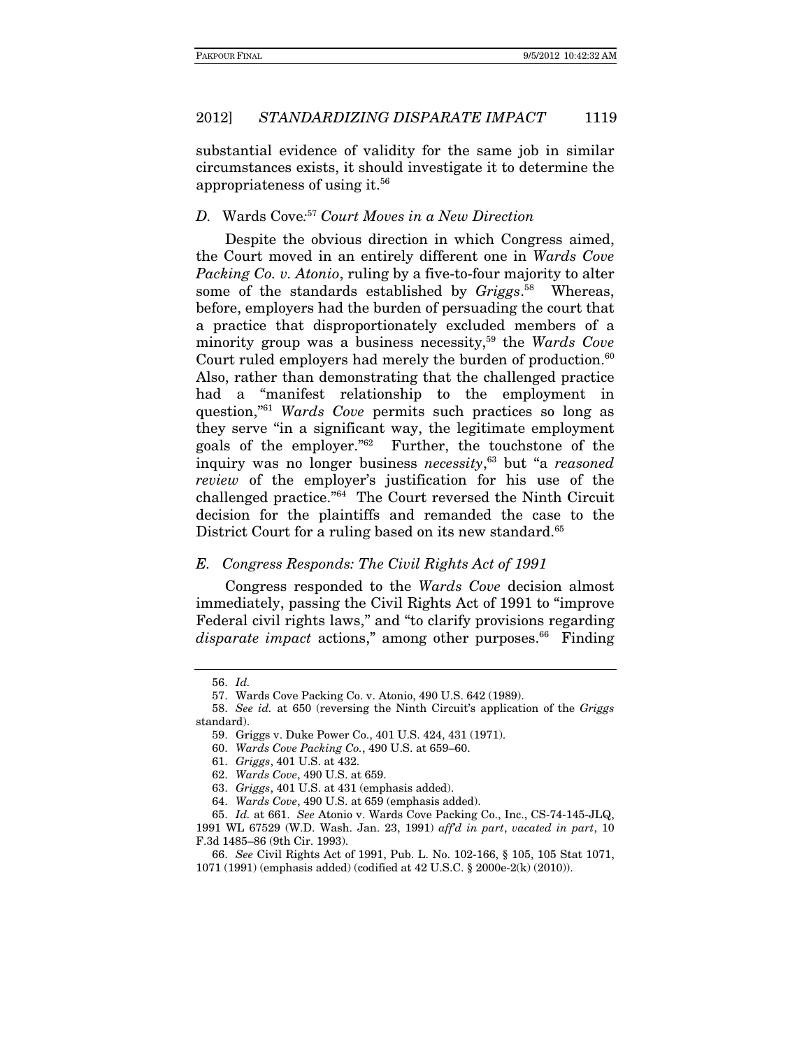substantial evidence of validity for the same job in similar circumstances exists, it should investigate it to determine the appropriateness of using it.[56]

### *D.* Wards Cove:[57] *Court Moves in a New Direction*

Despite the obvious direction in which Congress aimed, the Court moved in an entirely different one in *Wards Cove Packing Co. v. Atonio*, ruling by a five-to-four majority to alter some of the standards established by *Griggs*.[58] Whereas, before, employers had the burden of persuading the court that a practice that disproportionately excluded members of a minority group was a business necessity,[59] the *Wards Cove* Court ruled employers had merely the burden of production.[60] Also, rather than demonstrating that the challenged practice had a "manifest relationship to the employment in question,"[61] *Wards Cove* permits such practices so long as they serve "in a significant way, the legitimate employment goals of the employer."[62] Further, the touchstone of the inquiry was no longer business *necessity*,[63] but "a *reasoned review* of the employer's justification for his use of the challenged practice."[64] The Court reversed the Ninth Circuit decision for the plaintiffs and remanded the case to the District Court for a ruling based on its new standard.[65]

### *E. Congress Responds: The Civil Rights Act of 1991*

Congress responded to the *Wards Cove* decision almost immediately, passing the Civil Rights Act of 1991 to "improve Federal civil rights laws," and "to clarify provisions regarding *disparate impact* actions," among other purposes.[66] Finding

---

56. *Id.*

57. Wards Cove Packing Co. v. Atonio, 490 U.S. 642 (1989).

58. *See id.* at 650 (reversing the Ninth Circuit's application of the *Griggs* standard).

59. Griggs v. Duke Power Co., 401 U.S. 424, 431 (1971).

60. *Wards Cove Packing Co.*, 490 U.S. at 659–60.

61. *Griggs*, 401 U.S. at 432.

62. *Wards Cove*, 490 U.S. at 659.

63. *Griggs*, 401 U.S. at 431 (emphasis added).

64. *Wards Cove*, 490 U.S. at 659 (emphasis added).

65. *Id.* at 661. *See* Atonio v. Wards Cove Packing Co., Inc., CS-74-145-JLQ, 1991 WL 67529 (W.D. Wash. Jan. 23, 1991) *aff'd in part*, *vacated in part*, 10 F.3d 1485–86 (9th Cir. 1993).

66. *See* Civil Rights Act of 1991, Pub. L. No. 102-166, § 105, 105 Stat 1071, 1071 (1991) (emphasis added) (codified at 42 U.S.C. § 2000e-2(k) (2010)).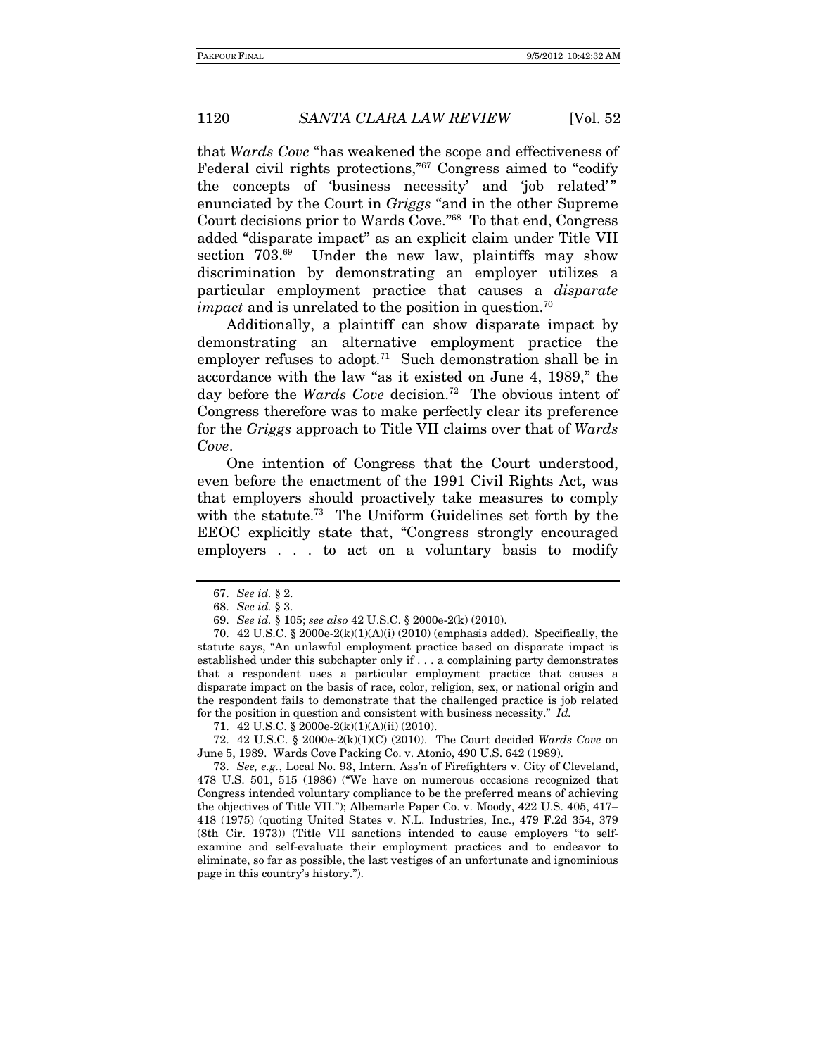that *Wards Cove* "has weakened the scope and effectiveness of Federal civil rights protections,"[67] Congress aimed to "codify the concepts of 'business necessity' and 'job related'" enunciated by the Court in *Griggs* "and in the other Supreme Court decisions prior to Wards Cove."[68] To that end, Congress added "disparate impact" as an explicit claim under Title VII section 703.[69] Under the new law, plaintiffs may show discrimination by demonstrating an employer utilizes a particular employment practice that causes a *disparate impact* and is unrelated to the position in question.[70]

Additionally, a plaintiff can show disparate impact by demonstrating an alternative employment practice the employer refuses to adopt.[71] Such demonstration shall be in accordance with the law "as it existed on June 4, 1989," the day before the *Wards Cove* decision.[72] The obvious intent of Congress therefore was to make perfectly clear its preference for the *Griggs* approach to Title VII claims over that of *Wards Cove*.

One intention of Congress that the Court understood, even before the enactment of the 1991 Civil Rights Act, was that employers should proactively take measures to comply with the statute.[73] The Uniform Guidelines set forth by the EEOC explicitly state that, "Congress strongly encouraged employers . . . to act on a voluntary basis to modify

---

67. *See id.* § 2.

68. *See id.* § 3.

69. *See id.* § 105; *see also* 42 U.S.C. § 2000e-2(k) (2010).

70. 42 U.S.C. § 2000e-2(k)(1)(A)(i) (2010) (emphasis added). Specifically, the statute says, "An unlawful employment practice based on disparate impact is established under this subchapter only if . . . a complaining party demonstrates that a respondent uses a particular employment practice that causes a disparate impact on the basis of race, color, religion, sex, or national origin and the respondent fails to demonstrate that the challenged practice is job related for the position in question and consistent with business necessity." *Id.*

71. 42 U.S.C. § 2000e-2(k)(1)(A)(ii) (2010).

72. 42 U.S.C. § 2000e-2(k)(1)(C) (2010). The Court decided *Wards Cove* on June 5, 1989. Wards Cove Packing Co. v. Atonio, 490 U.S. 642 (1989).

73. *See, e.g.*, Local No. 93, Intern. Ass'n of Firefighters v. City of Cleveland, 478 U.S. 501, 515 (1986) ("We have on numerous occasions recognized that Congress intended voluntary compliance to be the preferred means of achieving the objectives of Title VII."); Albemarle Paper Co. v. Moody, 422 U.S. 405, 417–418 (1975) (quoting United States v. N.L. Industries, Inc., 479 F.2d 354, 379 (8th Cir. 1973)) (Title VII sanctions intended to cause employers "to self-examine and self-evaluate their employment practices and to endeavor to eliminate, so far as possible, the last vestiges of an unfortunate and ignominious page in this country's history.").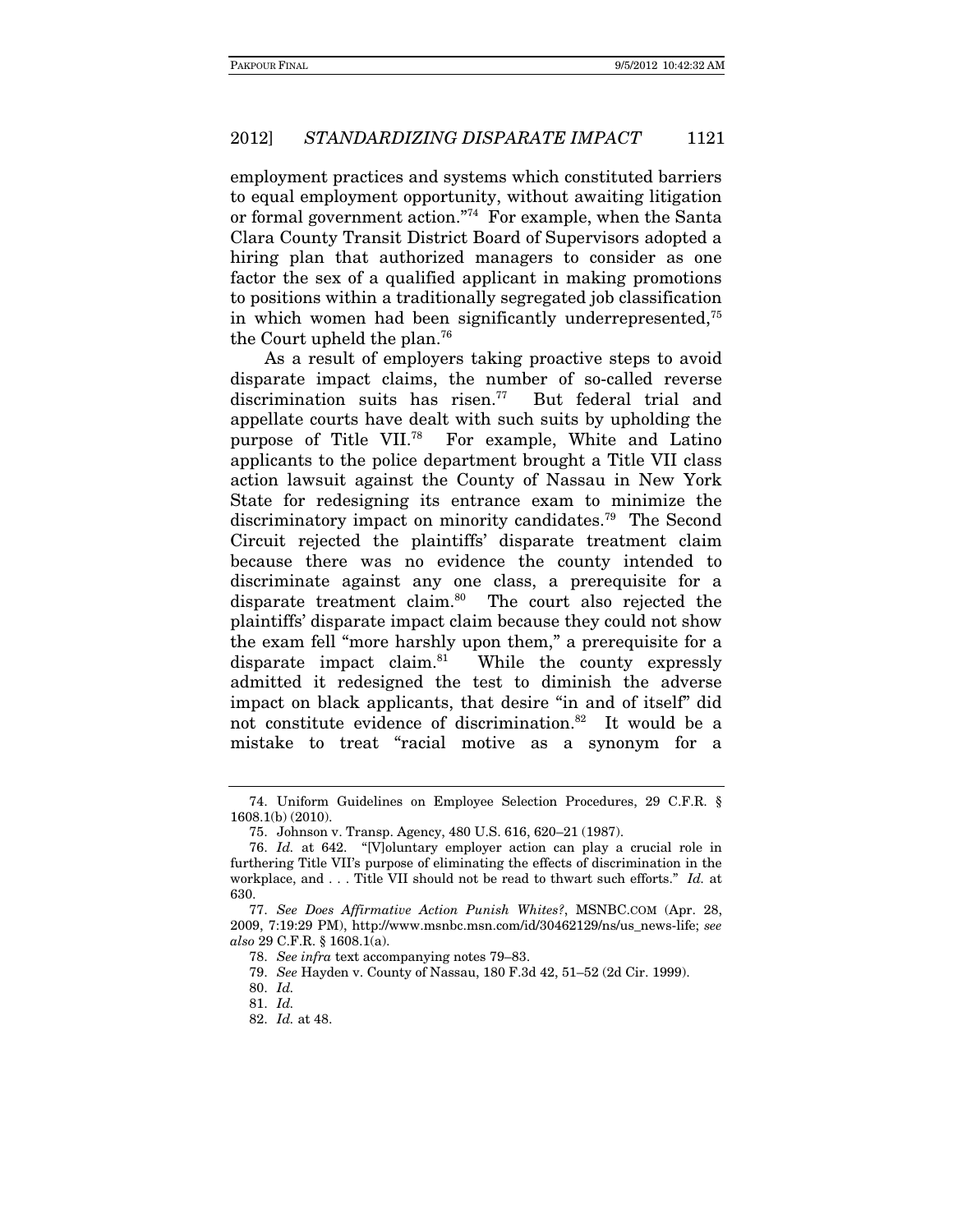employment practices and systems which constituted barriers to equal employment opportunity, without awaiting litigation or formal government action."[74] For example, when the Santa Clara County Transit District Board of Supervisors adopted a hiring plan that authorized managers to consider as one factor the sex of a qualified applicant in making promotions to positions within a traditionally segregated job classification in which women had been significantly underrepresented,[75] the Court upheld the plan.[76]

As a result of employers taking proactive steps to avoid disparate impact claims, the number of so-called reverse discrimination suits has risen.[77] But federal trial and appellate courts have dealt with such suits by upholding the purpose of Title VII.[78] For example, White and Latino applicants to the police department brought a Title VII class action lawsuit against the County of Nassau in New York State for redesigning its entrance exam to minimize the discriminatory impact on minority candidates.[79] The Second Circuit rejected the plaintiffs' disparate treatment claim because there was no evidence the county intended to discriminate against any one class, a prerequisite for a disparate treatment claim.[80] The court also rejected the plaintiffs' disparate impact claim because they could not show the exam fell "more harshly upon them," a prerequisite for a disparate impact claim.[81] While the county expressly admitted it redesigned the test to diminish the adverse impact on black applicants, that desire "in and of itself" did not constitute evidence of discrimination.[82] It would be a mistake to treat "racial motive as a synonym for a

---

74. Uniform Guidelines on Employee Selection Procedures, 29 C.F.R. § 1608.1(b) (2010).

75. Johnson v. Transp. Agency, 480 U.S. 616, 620–21 (1987).

76. *Id.* at 642. "[V]oluntary employer action can play a crucial role in furthering Title VII's purpose of eliminating the effects of discrimination in the workplace, and . . . Title VII should not be read to thwart such efforts." *Id.* at 630.

77. *See Does Affirmative Action Punish Whites?*, MSNBC.COM (Apr. 28, 2009, 7:19:29 PM), http://www.msnbc.msn.com/id/30462129/ns/us_news-life; *see also* 29 C.F.R. § 1608.1(a).

78. *See infra* text accompanying notes 79–83.

79. *See* Hayden v. County of Nassau, 180 F.3d 42, 51–52 (2d Cir. 1999).

80. *Id.*

81. *Id.*

82. *Id.* at 48.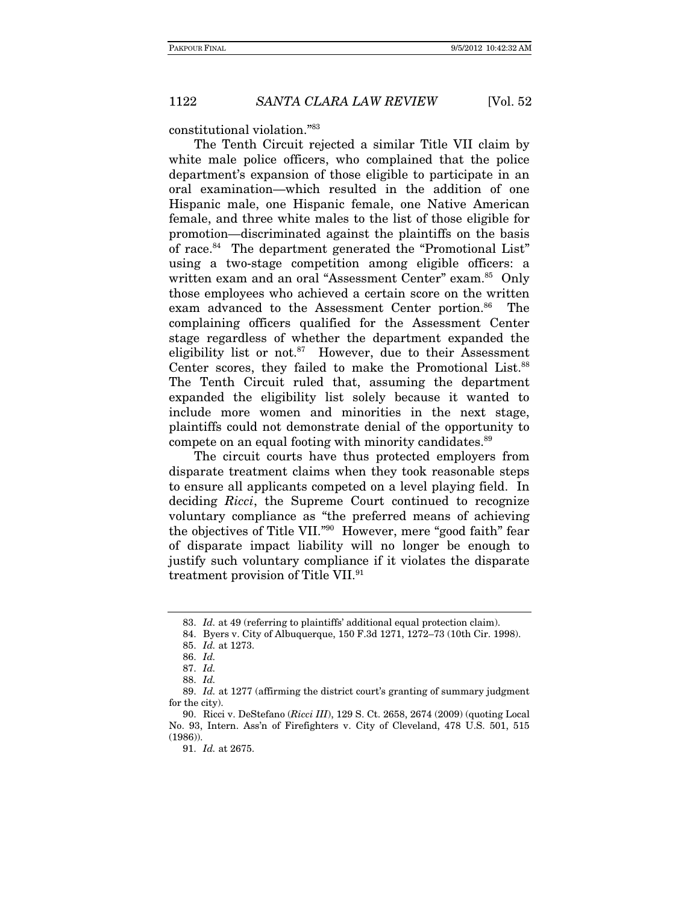constitutional violation."[83]

The Tenth Circuit rejected a similar Title VII claim by white male police officers, who complained that the police department's expansion of those eligible to participate in an oral examination—which resulted in the addition of one Hispanic male, one Hispanic female, one Native American female, and three white males to the list of those eligible for promotion—discriminated against the plaintiffs on the basis of race.[84] The department generated the "Promotional List" using a two-stage competition among eligible officers: a written exam and an oral "Assessment Center" exam.[85] Only those employees who achieved a certain score on the written exam advanced to the Assessment Center portion.[86] The complaining officers qualified for the Assessment Center stage regardless of whether the department expanded the eligibility list or not.[87] However, due to their Assessment Center scores, they failed to make the Promotional List.[88] The Tenth Circuit ruled that, assuming the department expanded the eligibility list solely because it wanted to include more women and minorities in the next stage, plaintiffs could not demonstrate denial of the opportunity to compete on an equal footing with minority candidates.[89]

The circuit courts have thus protected employers from disparate treatment claims when they took reasonable steps to ensure all applicants competed on a level playing field. In deciding *Ricci*, the Supreme Court continued to recognize voluntary compliance as "the preferred means of achieving the objectives of Title VII."[90] However, mere "good faith" fear of disparate impact liability will no longer be enough to justify such voluntary compliance if it violates the disparate treatment provision of Title VII.[91]

---

83. *Id.* at 49 (referring to plaintiffs' additional equal protection claim).

84. Byers v. City of Albuquerque, 150 F.3d 1271, 1272–73 (10th Cir. 1998).

85. *Id.* at 1273.

86. *Id.*

87. *Id.*

88. *Id.*

89. *Id.* at 1277 (affirming the district court's granting of summary judgment for the city).

90. Ricci v. DeStefano (*Ricci III*), 129 S. Ct. 2658, 2674 (2009) (quoting Local No. 93, Intern. Ass'n of Firefighters v. City of Cleveland, 478 U.S. 501, 515 (1986)).

91. *Id.* at 2675.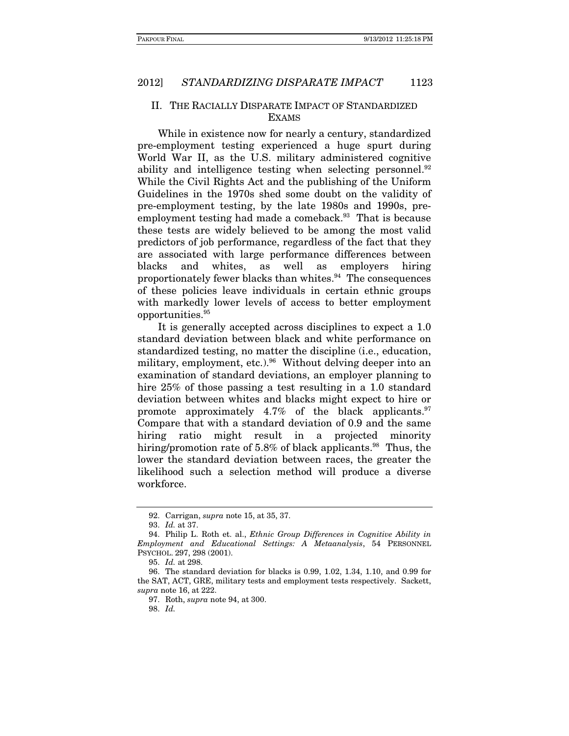## II. THE RACIALLY DISPARATE IMPACT OF STANDARDIZED EXAMS

While in existence now for nearly a century, standardized pre-employment testing experienced a huge spurt during World War II, as the U.S. military administered cognitive ability and intelligence testing when selecting personnel.[92] While the Civil Rights Act and the publishing of the Uniform Guidelines in the 1970s shed some doubt on the validity of pre-employment testing, by the late 1980s and 1990s, pre-employment testing had made a comeback.[93] That is because these tests are widely believed to be among the most valid predictors of job performance, regardless of the fact that they are associated with large performance differences between blacks and whites, as well as employers hiring proportionately fewer blacks than whites.[94] The consequences of these policies leave individuals in certain ethnic groups with markedly lower levels of access to better employment opportunities.[95]

It is generally accepted across disciplines to expect a 1.0 standard deviation between black and white performance on standardized testing, no matter the discipline (i.e., education, military, employment, etc.).[96] Without delving deeper into an examination of standard deviations, an employer planning to hire 25% of those passing a test resulting in a 1.0 standard deviation between whites and blacks might expect to hire or promote approximately 4.7% of the black applicants.[97] Compare that with a standard deviation of 0.9 and the same hiring ratio might result in a projected minority hiring/promotion rate of 5.8% of black applicants.[98] Thus, the lower the standard deviation between races, the greater the likelihood such a selection method will produce a diverse workforce.

---

92. Carrigan, *supra* note 15, at 35, 37.

93. *Id.* at 37.

94. Philip L. Roth et. al., *Ethnic Group Differences in Cognitive Ability in Employment and Educational Settings: A Metaanalysis*, 54 PERSONNEL PSYCHOL. 297, 298 (2001).

95. *Id.* at 298.

96. The standard deviation for blacks is 0.99, 1.02, 1.34, 1.10, and 0.99 for the SAT, ACT, GRE, military tests and employment tests respectively. Sackett, *supra* note 16, at 222.

97. Roth, *supra* note 94, at 300.

98. *Id.*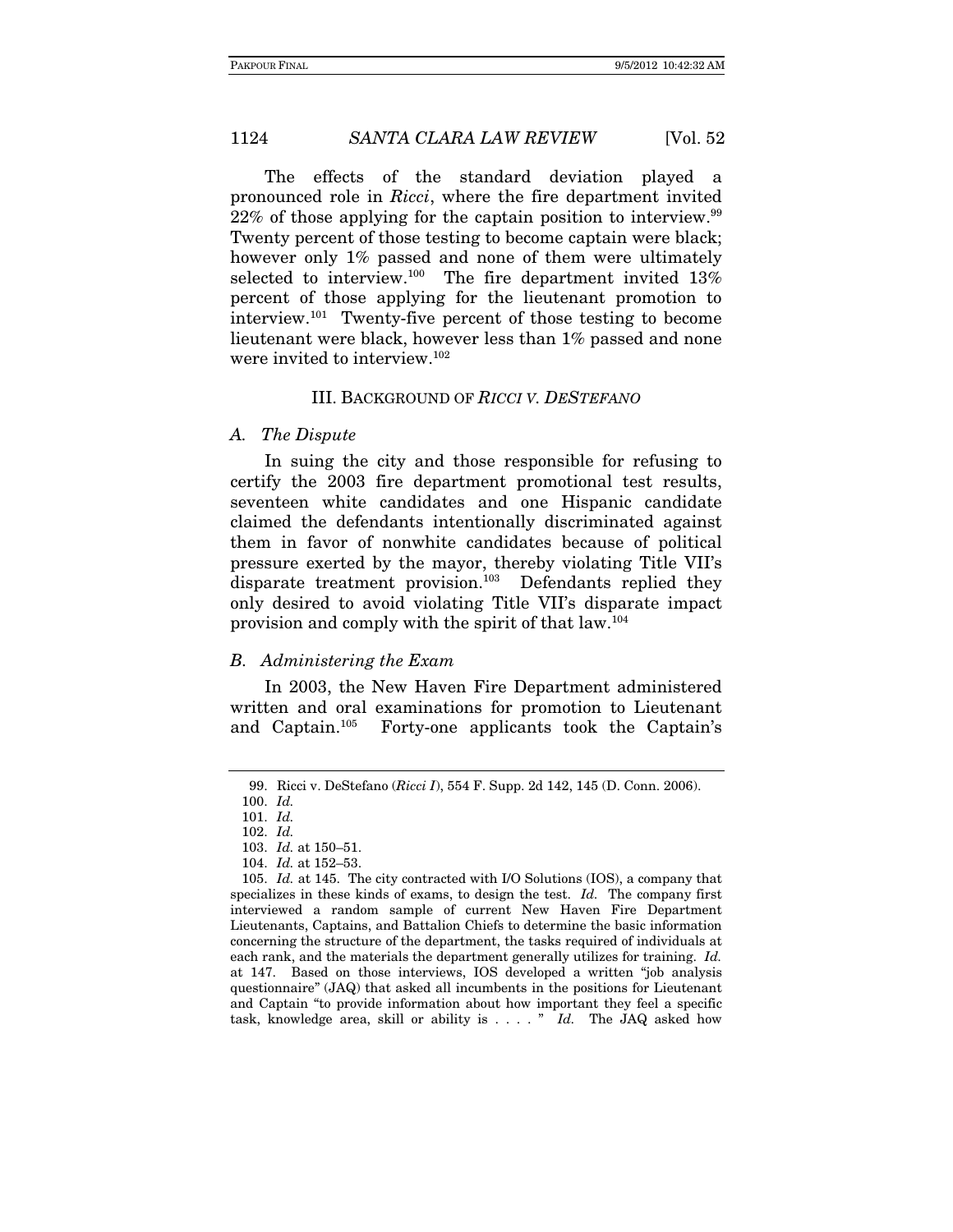The effects of the standard deviation played a pronounced role in *Ricci*, where the fire department invited 22% of those applying for the captain position to interview.[99] Twenty percent of those testing to become captain were black; however only 1% passed and none of them were ultimately selected to interview.[100] The fire department invited 13% percent of those applying for the lieutenant promotion to interview.[101] Twenty-five percent of those testing to become lieutenant were black, however less than 1% passed and none were invited to interview.[102]

## III. BACKGROUND OF *RICCI V. DESTEFANO*

### *A. The Dispute*

In suing the city and those responsible for refusing to certify the 2003 fire department promotional test results, seventeen white candidates and one Hispanic candidate claimed the defendants intentionally discriminated against them in favor of nonwhite candidates because of political pressure exerted by the mayor, thereby violating Title VII's disparate treatment provision.[103] Defendants replied they only desired to avoid violating Title VII's disparate impact provision and comply with the spirit of that law.[104]

### *B. Administering the Exam*

In 2003, the New Haven Fire Department administered written and oral examinations for promotion to Lieutenant and Captain.[105] Forty-one applicants took the Captain's

---

99. Ricci v. DeStefano (*Ricci I*), 554 F. Supp. 2d 142, 145 (D. Conn. 2006).

100. *Id.*

101. *Id.*

102. *Id.*

103. *Id.* at 150–51.

104. *Id.* at 152–53.

105. *Id.* at 145. The city contracted with I/O Solutions (IOS), a company that specializes in these kinds of exams, to design the test. *Id.* The company first interviewed a random sample of current New Haven Fire Department Lieutenants, Captains, and Battalion Chiefs to determine the basic information concerning the structure of the department, the tasks required of individuals at each rank, and the materials the department generally utilizes for training. *Id.* at 147. Based on those interviews, IOS developed a written "job analysis questionnaire" (JAQ) that asked all incumbents in the positions for Lieutenant and Captain "to provide information about how important they feel a specific task, knowledge area, skill or ability is . . . . " *Id.* The JAQ asked how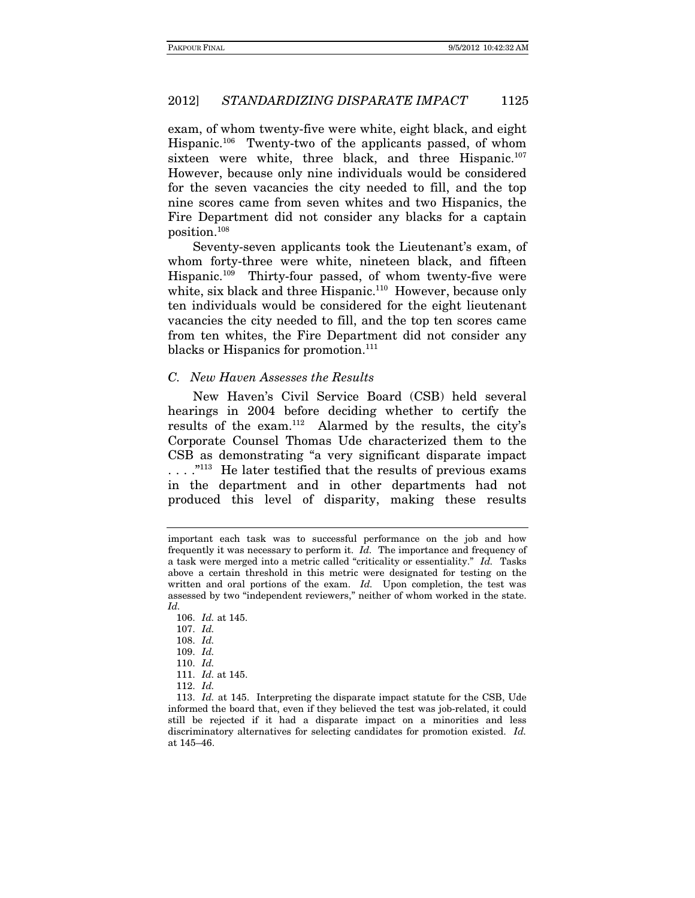exam, of whom twenty-five were white, eight black, and eight Hispanic.[106] Twenty-two of the applicants passed, of whom sixteen were white, three black, and three Hispanic.[107] However, because only nine individuals would be considered for the seven vacancies the city needed to fill, and the top nine scores came from seven whites and two Hispanics, the Fire Department did not consider any blacks for a captain position.[108]

Seventy-seven applicants took the Lieutenant's exam, of whom forty-three were white, nineteen black, and fifteen Hispanic.[109] Thirty-four passed, of whom twenty-five were white, six black and three Hispanic.[110] However, because only ten individuals would be considered for the eight lieutenant vacancies the city needed to fill, and the top ten scores came from ten whites, the Fire Department did not consider any blacks or Hispanics for promotion.[111]

### *C. New Haven Assesses the Results*

New Haven's Civil Service Board (CSB) held several hearings in 2004 before deciding whether to certify the results of the exam.[112] Alarmed by the results, the city's Corporate Counsel Thomas Ude characterized them to the CSB as demonstrating "a very significant disparate impact . . . ."[113] He later testified that the results of previous exams in the department and in other departments had not produced this level of disparity, making these results

---

important each task was to successful performance on the job and how frequently it was necessary to perform it. *Id.* The importance and frequency of a task were merged into a metric called "criticality or essentiality." *Id.* Tasks above a certain threshold in this metric were designated for testing on the written and oral portions of the exam. *Id.* Upon completion, the test was assessed by two "independent reviewers," neither of whom worked in the state. *Id.*

106. *Id.* at 145.

107. *Id.*

108. *Id.*

109. *Id.*

110. *Id.*

111. *Id.* at 145.

112. *Id.*

113. *Id.* at 145. Interpreting the disparate impact statute for the CSB, Ude informed the board that, even if they believed the test was job-related, it could still be rejected if it had a disparate impact on a minorities and less discriminatory alternatives for selecting candidates for promotion existed. *Id.* at 145–46.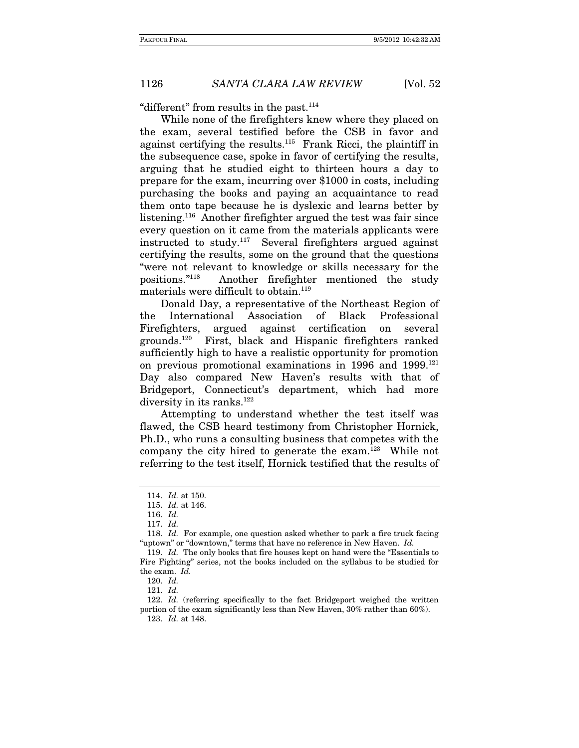"different" from results in the past.[114]

While none of the firefighters knew where they placed on the exam, several testified before the CSB in favor and against certifying the results.[115] Frank Ricci, the plaintiff in the subsequence case, spoke in favor of certifying the results, arguing that he studied eight to thirteen hours a day to prepare for the exam, incurring over $1000 in costs, including purchasing the books and paying an acquaintance to read them onto tape because he is dyslexic and learns better by listening.[116] Another firefighter argued the test was fair since every question on it came from the materials applicants were instructed to study.[117] Several firefighters argued against certifying the results, some on the ground that the questions "were not relevant to knowledge or skills necessary for the positions."[118] Another firefighter mentioned the study materials were difficult to obtain.[119]

Donald Day, a representative of the Northeast Region of the International Association of Black Professional Firefighters, argued against certification on several grounds.[120] First, black and Hispanic firefighters ranked sufficiently high to have a realistic opportunity for promotion on previous promotional examinations in 1996 and 1999.[121] Day also compared New Haven's results with that of Bridgeport, Connecticut's department, which had more diversity in its ranks.[122]

Attempting to understand whether the test itself was flawed, the CSB heard testimony from Christopher Hornick, Ph.D., who runs a consulting business that competes with the company the city hired to generate the exam.[123] While not referring to the test itself, Hornick testified that the results of

---

114. *Id.* at 150.

115. *Id.* at 146.

116. *Id.*

117. *Id.*

118. *Id.* For example, one question asked whether to park a fire truck facing "uptown" or "downtown," terms that have no reference in New Haven. *Id.*

119. *Id.* The only books that fire houses kept on hand were the "Essentials to Fire Fighting" series, not the books included on the syllabus to be studied for the exam. *Id.*

120. *Id.*

121. *Id.*

122. *Id.* (referring specifically to the fact Bridgeport weighed the written portion of the exam significantly less than New Haven, 30% rather than 60%).

123. *Id.* at 148.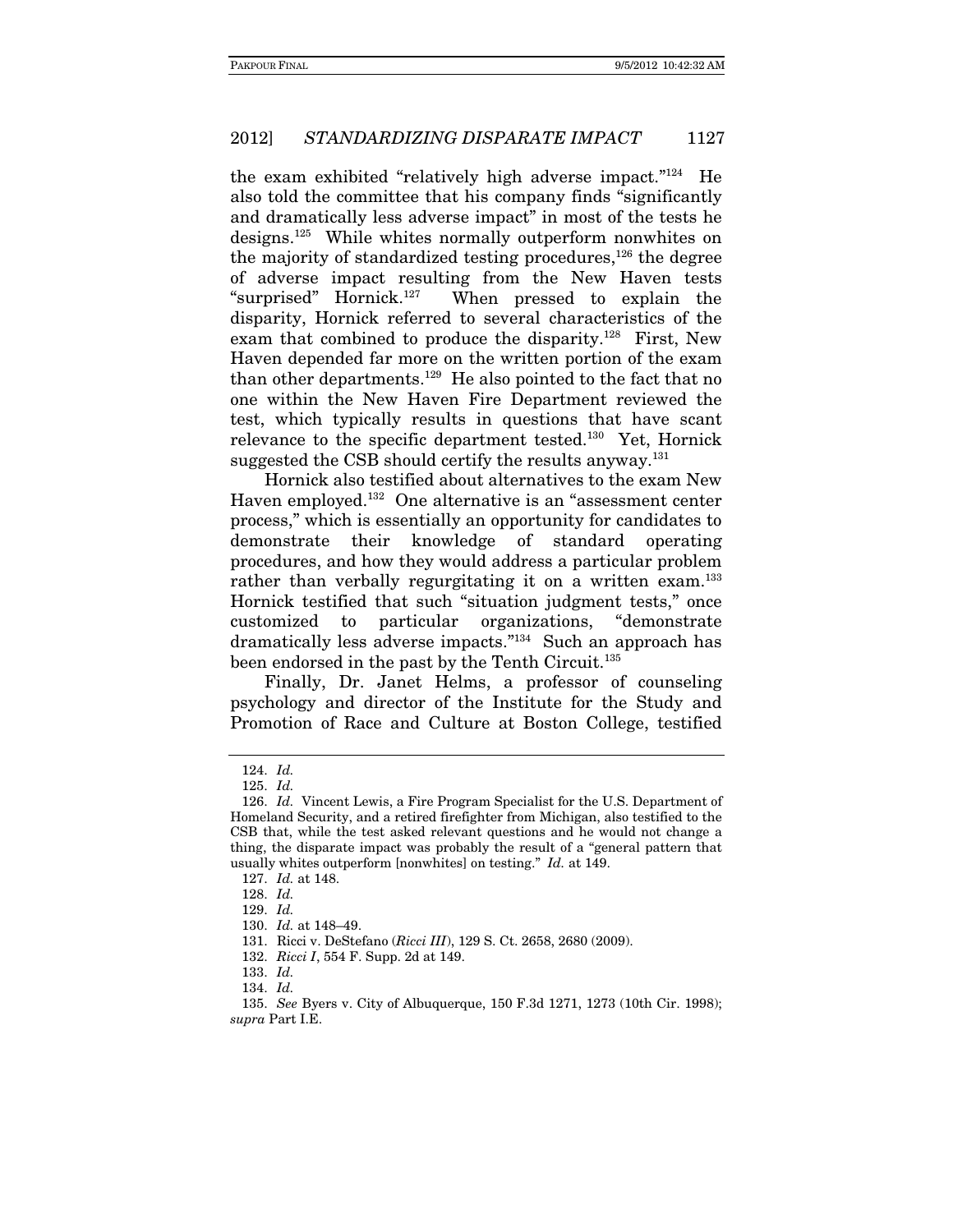the exam exhibited "relatively high adverse impact."[124] He also told the committee that his company finds "significantly and dramatically less adverse impact" in most of the tests he designs.[125] While whites normally outperform nonwhites on the majority of standardized testing procedures,[126] the degree of adverse impact resulting from the New Haven tests "surprised" Hornick.[127] When pressed to explain the disparity, Hornick referred to several characteristics of the exam that combined to produce the disparity.[128] First, New Haven depended far more on the written portion of the exam than other departments.[129] He also pointed to the fact that no one within the New Haven Fire Department reviewed the test, which typically results in questions that have scant relevance to the specific department tested.[130] Yet, Hornick suggested the CSB should certify the results anyway.[131]

Hornick also testified about alternatives to the exam New Haven employed.[132] One alternative is an "assessment center process," which is essentially an opportunity for candidates to demonstrate their knowledge of standard operating procedures, and how they would address a particular problem rather than verbally regurgitating it on a written exam.[133] Hornick testified that such "situation judgment tests," once customized to particular organizations, "demonstrate dramatically less adverse impacts."[134] Such an approach has been endorsed in the past by the Tenth Circuit.[135]

Finally, Dr. Janet Helms, a professor of counseling psychology and director of the Institute for the Study and Promotion of Race and Culture at Boston College, testified

---

124. *Id.*

125. *Id.*

126. *Id.* Vincent Lewis, a Fire Program Specialist for the U.S. Department of Homeland Security, and a retired firefighter from Michigan, also testified to the CSB that, while the test asked relevant questions and he would not change a thing, the disparate impact was probably the result of a "general pattern that usually whites outperform [nonwhites] on testing." *Id.* at 149.

127. *Id.* at 148.

128. *Id.*

129. *Id.*

130. *Id.* at 148–49.

131. Ricci v. DeStefano (*Ricci III*), 129 S. Ct. 2658, 2680 (2009).

132. *Ricci I*, 554 F. Supp. 2d at 149.

133. *Id.*

134. *Id.*

135. *See* Byers v. City of Albuquerque, 150 F.3d 1271, 1273 (10th Cir. 1998); *supra* Part I.E.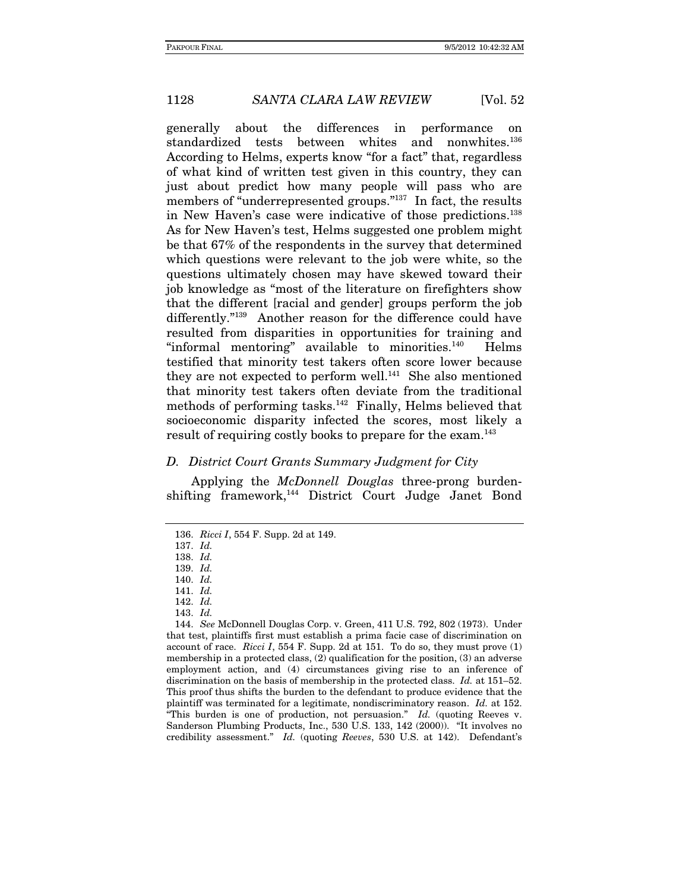generally about the differences in performance on standardized tests between whites and nonwhites.[136] According to Helms, experts know "for a fact" that, regardless of what kind of written test given in this country, they can just about predict how many people will pass who are members of "underrepresented groups."[137] In fact, the results in New Haven's case were indicative of those predictions.[138] As for New Haven's test, Helms suggested one problem might be that 67% of the respondents in the survey that determined which questions were relevant to the job were white, so the questions ultimately chosen may have skewed toward their job knowledge as "most of the literature on firefighters show that the different [racial and gender] groups perform the job differently."[139] Another reason for the difference could have resulted from disparities in opportunities for training and "informal mentoring" available to minorities.[140] Helms testified that minority test takers often score lower because they are not expected to perform well.[141] She also mentioned that minority test takers often deviate from the traditional methods of performing tasks.[142] Finally, Helms believed that socioeconomic disparity infected the scores, most likely a result of requiring costly books to prepare for the exam.[143]

### *D. District Court Grants Summary Judgment for City*

Applying the *McDonnell Douglas* three-prong burden-shifting framework,[144] District Court Judge Janet Bond

136. *Ricci I*, 554 F. Supp. 2d at 149.

137. *Id.*

138. *Id.*

139. *Id.*

140. *Id.*

141. *Id.*

142. *Id.*

143. *Id.*

144. *See* McDonnell Douglas Corp. v. Green, 411 U.S. 792, 802 (1973). Under that test, plaintiffs first must establish a prima facie case of discrimination on account of race. *Ricci I*, 554 F. Supp. 2d at 151. To do so, they must prove (1) membership in a protected class, (2) qualification for the position, (3) an adverse employment action, and (4) circumstances giving rise to an inference of discrimination on the basis of membership in the protected class. *Id.* at 151–52. This proof thus shifts the burden to the defendant to produce evidence that the plaintiff was terminated for a legitimate, nondiscriminatory reason. *Id.* at 152. "This burden is one of production, not persuasion." *Id.* (quoting Reeves v. Sanderson Plumbing Products, Inc., 530 U.S. 133, 142 (2000)). "It involves no credibility assessment." *Id.* (quoting *Reeves*, 530 U.S. at 142). Defendant's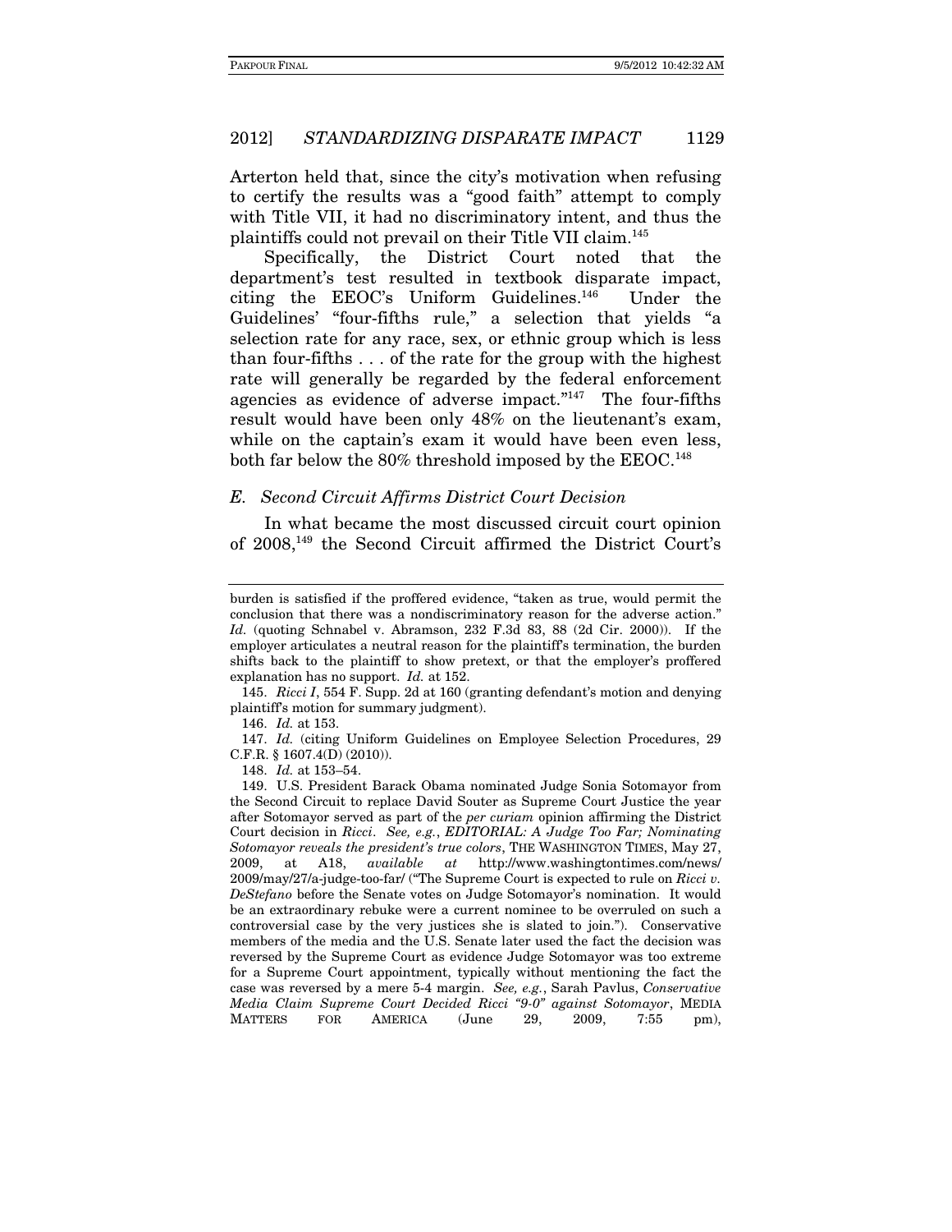Arterton held that, since the city's motivation when refusing to certify the results was a "good faith" attempt to comply with Title VII, it had no discriminatory intent, and thus the plaintiffs could not prevail on their Title VII claim.[145]

Specifically, the District Court noted that the department's test resulted in textbook disparate impact, citing the EEOC's Uniform Guidelines.[146] Under the Guidelines' "four-fifths rule," a selection that yields "a selection rate for any race, sex, or ethnic group which is less than four-fifths . . . of the rate for the group with the highest rate will generally be regarded by the federal enforcement agencies as evidence of adverse impact."[147] The four-fifths result would have been only 48% on the lieutenant's exam, while on the captain's exam it would have been even less, both far below the 80% threshold imposed by the EEOC.[148]

### *E. Second Circuit Affirms District Court Decision*

In what became the most discussed circuit court opinion of 2008,[149] the Second Circuit affirmed the District Court's

---

burden is satisfied if the proffered evidence, "taken as true, would permit the conclusion that there was a nondiscriminatory reason for the adverse action." *Id.* (quoting Schnabel v. Abramson, 232 F.3d 83, 88 (2d Cir. 2000)). If the employer articulates a neutral reason for the plaintiff's termination, the burden shifts back to the plaintiff to show pretext, or that the employer's proffered explanation has no support. *Id.* at 152.

145. *Ricci I*, 554 F. Supp. 2d at 160 (granting defendant's motion and denying plaintiff's motion for summary judgment).

146. *Id.* at 153.

147. *Id.* (citing Uniform Guidelines on Employee Selection Procedures, 29 C.F.R. § 1607.4(D) (2010)).

148. *Id.* at 153–54.

149. U.S. President Barack Obama nominated Judge Sonia Sotomayor from the Second Circuit to replace David Souter as Supreme Court Justice the year after Sotomayor served as part of the *per curiam* opinion affirming the District Court decision in *Ricci*. *See, e.g.*, *EDITORIAL: A Judge Too Far; Nominating Sotomayor reveals the president's true colors*, THE WASHINGTON TIMES, May 27, 2009, at A18, *available at* http://www.washingtontimes.com/news/2009/may/27/a-judge-too-far/ ("The Supreme Court is expected to rule on *Ricci v. DeStefano* before the Senate votes on Judge Sotomayor's nomination. It would be an extraordinary rebuke were a current nominee to be overruled on such a controversial case by the very justices she is slated to join."). Conservative members of the media and the U.S. Senate later used the fact the decision was reversed by the Supreme Court as evidence Judge Sotomayor was too extreme for a Supreme Court appointment, typically without mentioning the fact the case was reversed by a mere 5-4 margin. *See, e.g.*, Sarah Pavlus, *Conservative Media Claim Supreme Court Decided Ricci "9-0" against Sotomayor*, MEDIA MATTERS FOR AMERICA (June 29, 2009, 7:55 pm),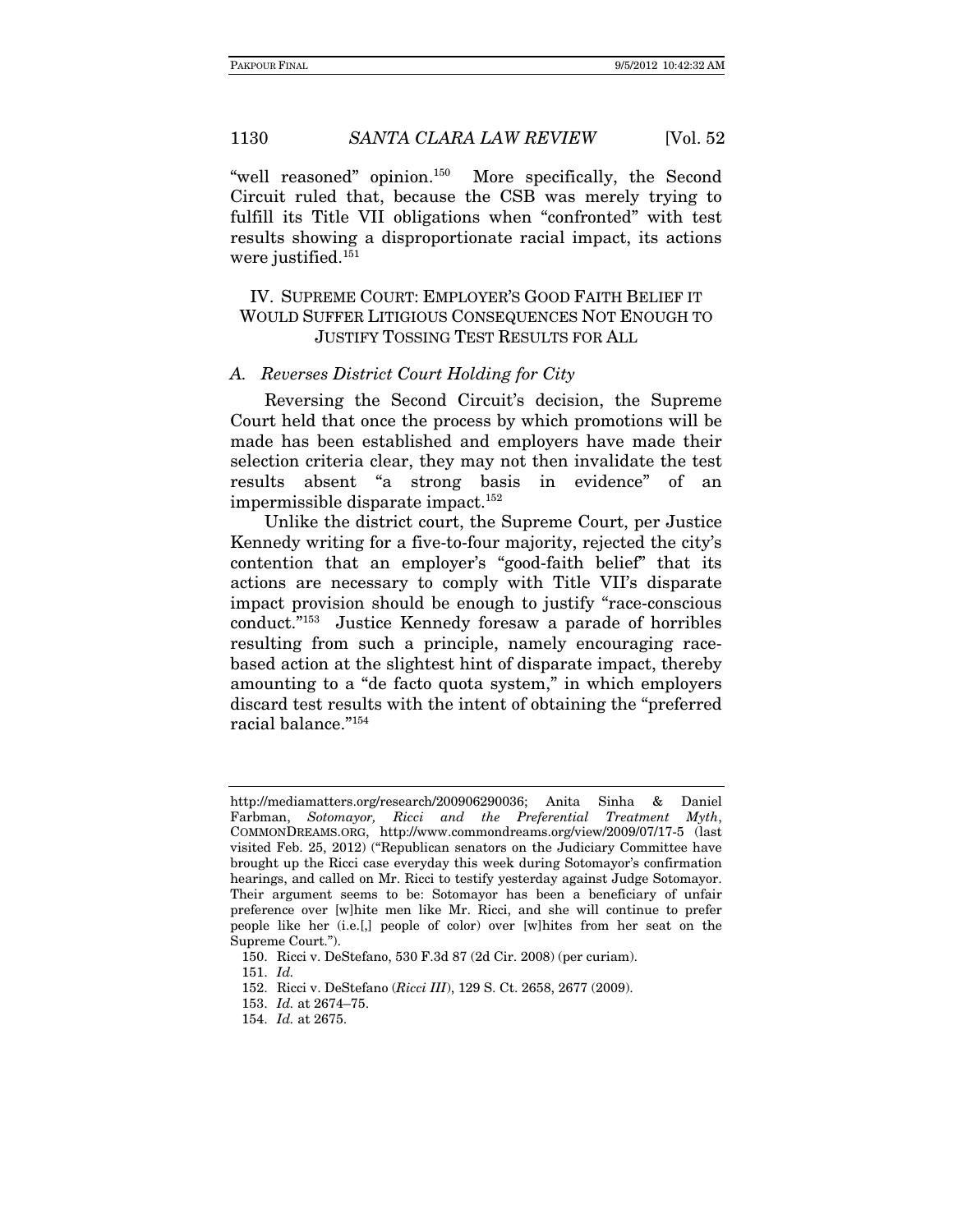"well reasoned" opinion.[150] More specifically, the Second Circuit ruled that, because the CSB was merely trying to fulfill its Title VII obligations when "confronted" with test results showing a disproportionate racial impact, its actions were justified.[151]

## IV. SUPREME COURT: EMPLOYER'S GOOD FAITH BELIEF IT WOULD SUFFER LITIGIOUS CONSEQUENCES NOT ENOUGH TO JUSTIFY TOSSING TEST RESULTS FOR ALL

### *A. Reverses District Court Holding for City*

Reversing the Second Circuit's decision, the Supreme Court held that once the process by which promotions will be made has been established and employers have made their selection criteria clear, they may not then invalidate the test results absent "a strong basis in evidence" of an impermissible disparate impact.[152]

Unlike the district court, the Supreme Court, per Justice Kennedy writing for a five-to-four majority, rejected the city's contention that an employer's "good-faith belief" that its actions are necessary to comply with Title VII's disparate impact provision should be enough to justify "race-conscious conduct."[153] Justice Kennedy foresaw a parade of horribles resulting from such a principle, namely encouraging race-based action at the slightest hint of disparate impact, thereby amounting to a "de facto quota system," in which employers discard test results with the intent of obtaining the "preferred racial balance."[154]

---

http://mediamatters.org/research/200906290036; Anita Sinha & Daniel Farbman, *Sotomayor, Ricci and the Preferential Treatment Myth*, COMMONDREAMS.ORG, http://www.commondreams.org/view/2009/07/17-5 (last visited Feb. 25, 2012) ("Republican senators on the Judiciary Committee have brought up the Ricci case everyday this week during Sotomayor's confirmation hearings, and called on Mr. Ricci to testify yesterday against Judge Sotomayor. Their argument seems to be: Sotomayor has been a beneficiary of unfair preference over [w]hite men like Mr. Ricci, and she will continue to prefer people like her (i.e.[,] people of color) over [w]hites from her seat on the Supreme Court.").

150. Ricci v. DeStefano, 530 F.3d 87 (2d Cir. 2008) (per curiam).

151. *Id.*

152. Ricci v. DeStefano (*Ricci III*), 129 S. Ct. 2658, 2677 (2009).

153. *Id.* at 2674–75.

154. *Id.* at 2675.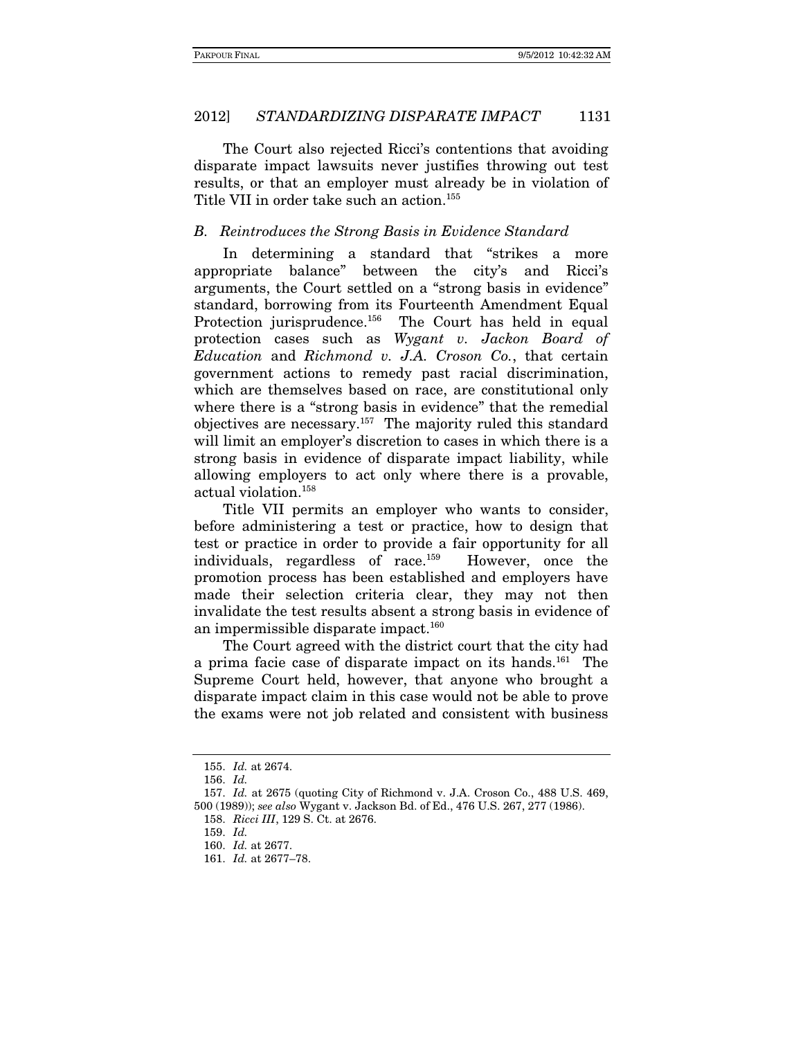The Court also rejected Ricci's contentions that avoiding disparate impact lawsuits never justifies throwing out test results, or that an employer must already be in violation of Title VII in order take such an action.[155]

### *B. Reintroduces the Strong Basis in Evidence Standard*

In determining a standard that "strikes a more appropriate balance" between the city's and Ricci's arguments, the Court settled on a "strong basis in evidence" standard, borrowing from its Fourteenth Amendment Equal Protection jurisprudence.[156] The Court has held in equal protection cases such as *Wygant v. Jackon Board of Education* and *Richmond v. J.A. Croson Co.*, that certain government actions to remedy past racial discrimination, which are themselves based on race, are constitutional only where there is a "strong basis in evidence" that the remedial objectives are necessary.[157] The majority ruled this standard will limit an employer's discretion to cases in which there is a strong basis in evidence of disparate impact liability, while allowing employers to act only where there is a provable, actual violation.[158]

Title VII permits an employer who wants to consider, before administering a test or practice, how to design that test or practice in order to provide a fair opportunity for all individuals, regardless of race.[159] However, once the promotion process has been established and employers have made their selection criteria clear, they may not then invalidate the test results absent a strong basis in evidence of an impermissible disparate impact.[160]

The Court agreed with the district court that the city had a prima facie case of disparate impact on its hands.[161] The Supreme Court held, however, that anyone who brought a disparate impact claim in this case would not be able to prove the exams were not job related and consistent with business

---

155. *Id.* at 2674.

156. *Id.*

157. *Id.* at 2675 (quoting City of Richmond v. J.A. Croson Co., 488 U.S. 469, 500 (1989)); *see also* Wygant v. Jackson Bd. of Ed., 476 U.S. 267, 277 (1986).

158. *Ricci III*, 129 S. Ct. at 2676.

159. *Id.*

160. *Id.* at 2677.

161. *Id.* at 2677–78.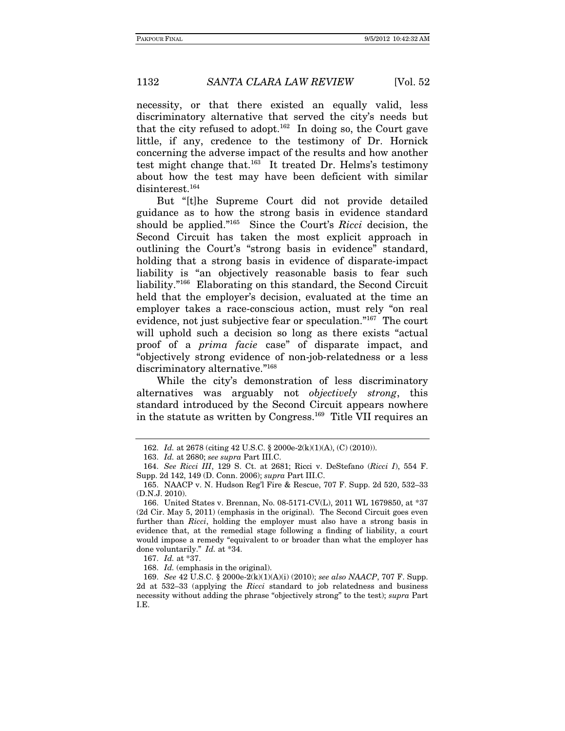necessity, or that there existed an equally valid, less discriminatory alternative that served the city's needs but that the city refused to adopt.[162] In doing so, the Court gave little, if any, credence to the testimony of Dr. Hornick concerning the adverse impact of the results and how another test might change that.[163] It treated Dr. Helms's testimony about how the test may have been deficient with similar disinterest.[164]

But "[t]he Supreme Court did not provide detailed guidance as to how the strong basis in evidence standard should be applied."[165] Since the Court's *Ricci* decision, the Second Circuit has taken the most explicit approach in outlining the Court's "strong basis in evidence" standard, holding that a strong basis in evidence of disparate-impact liability is "an objectively reasonable basis to fear such liability."[166] Elaborating on this standard, the Second Circuit held that the employer's decision, evaluated at the time an employer takes a race-conscious action, must rely "on real evidence, not just subjective fear or speculation."[167] The court will uphold such a decision so long as there exists "actual proof of a *prima facie* case" of disparate impact, and "objectively strong evidence of non-job-relatedness or a less discriminatory alternative."[168]

While the city's demonstration of less discriminatory alternatives was arguably not *objectively strong*, this standard introduced by the Second Circuit appears nowhere in the statute as written by Congress.[169] Title VII requires an

---

162. *Id.* at 2678 (citing 42 U.S.C. § 2000e-2(k)(1)(A), (C) (2010)).

163. *Id.* at 2680; *see supra* Part III.C.

164. *See Ricci III*, 129 S. Ct. at 2681; Ricci v. DeStefano (*Ricci I*), 554 F. Supp. 2d 142, 149 (D. Conn. 2006); *supra* Part III.C.

165. NAACP v. N. Hudson Reg'l Fire & Rescue, 707 F. Supp. 2d 520, 532–33 (D.N.J. 2010).

166. United States v. Brennan, No. 08-5171-CV(L), 2011 WL 1679850, at *37 (2d Cir. May 5, 2011) (emphasis in the original). The Second Circuit goes even further than *Ricci*, holding the employer must also have a strong basis in evidence that, at the remedial stage following a finding of liability, a court would impose a remedy "equivalent to or broader than what the employer has done voluntarily." *Id.* at *34.

167. *Id.* at *37.

168. *Id.* (emphasis in the original).

169. *See* 42 U.S.C. § 2000e-2(k)(1)(A)(i) (2010); *see also NAACP*, 707 F. Supp. 2d at 532–33 (applying the *Ricci* standard to job relatedness and business necessity without adding the phrase "objectively strong" to the test); *supra* Part I.E.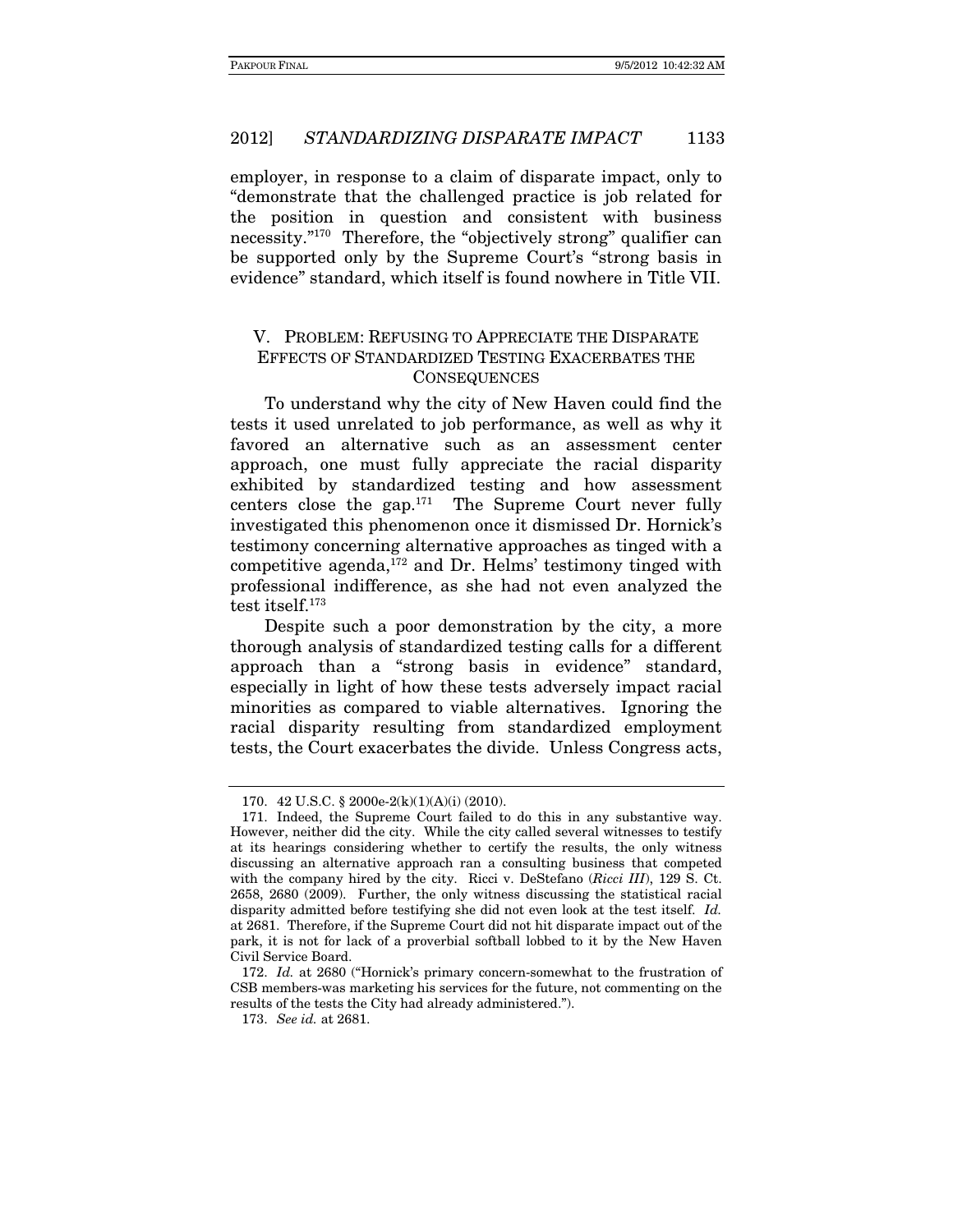employer, in response to a claim of disparate impact, only to "demonstrate that the challenged practice is job related for the position in question and consistent with business necessity."[170] Therefore, the "objectively strong" qualifier can be supported only by the Supreme Court's "strong basis in evidence" standard, which itself is found nowhere in Title VII.

## V. PROBLEM: REFUSING TO APPRECIATE THE DISPARATE EFFECTS OF STANDARDIZED TESTING EXACERBATES THE CONSEQUENCES

To understand why the city of New Haven could find the tests it used unrelated to job performance, as well as why it favored an alternative such as an assessment center approach, one must fully appreciate the racial disparity exhibited by standardized testing and how assessment centers close the gap.[171] The Supreme Court never fully investigated this phenomenon once it dismissed Dr. Hornick's testimony concerning alternative approaches as tinged with a competitive agenda,[172] and Dr. Helms' testimony tinged with professional indifference, as she had not even analyzed the test itself.[173]

Despite such a poor demonstration by the city, a more thorough analysis of standardized testing calls for a different approach than a "strong basis in evidence" standard, especially in light of how these tests adversely impact racial minorities as compared to viable alternatives. Ignoring the racial disparity resulting from standardized employment tests, the Court exacerbates the divide. Unless Congress acts,

---

170. 42 U.S.C. § 2000e-2(k)(1)(A)(i) (2010).

171. Indeed, the Supreme Court failed to do this in any substantive way. However, neither did the city. While the city called several witnesses to testify at its hearings considering whether to certify the results, the only witness discussing an alternative approach ran a consulting business that competed with the company hired by the city. Ricci v. DeStefano (*Ricci III*), 129 S. Ct. 2658, 2680 (2009). Further, the only witness discussing the statistical racial disparity admitted before testifying she did not even look at the test itself. *Id.* at 2681. Therefore, if the Supreme Court did not hit disparate impact out of the park, it is not for lack of a proverbial softball lobbed to it by the New Haven Civil Service Board.

172. *Id.* at 2680 ("Hornick's primary concern-somewhat to the frustration of CSB members-was marketing his services for the future, not commenting on the results of the tests the City had already administered.").

173. *See id.* at 2681.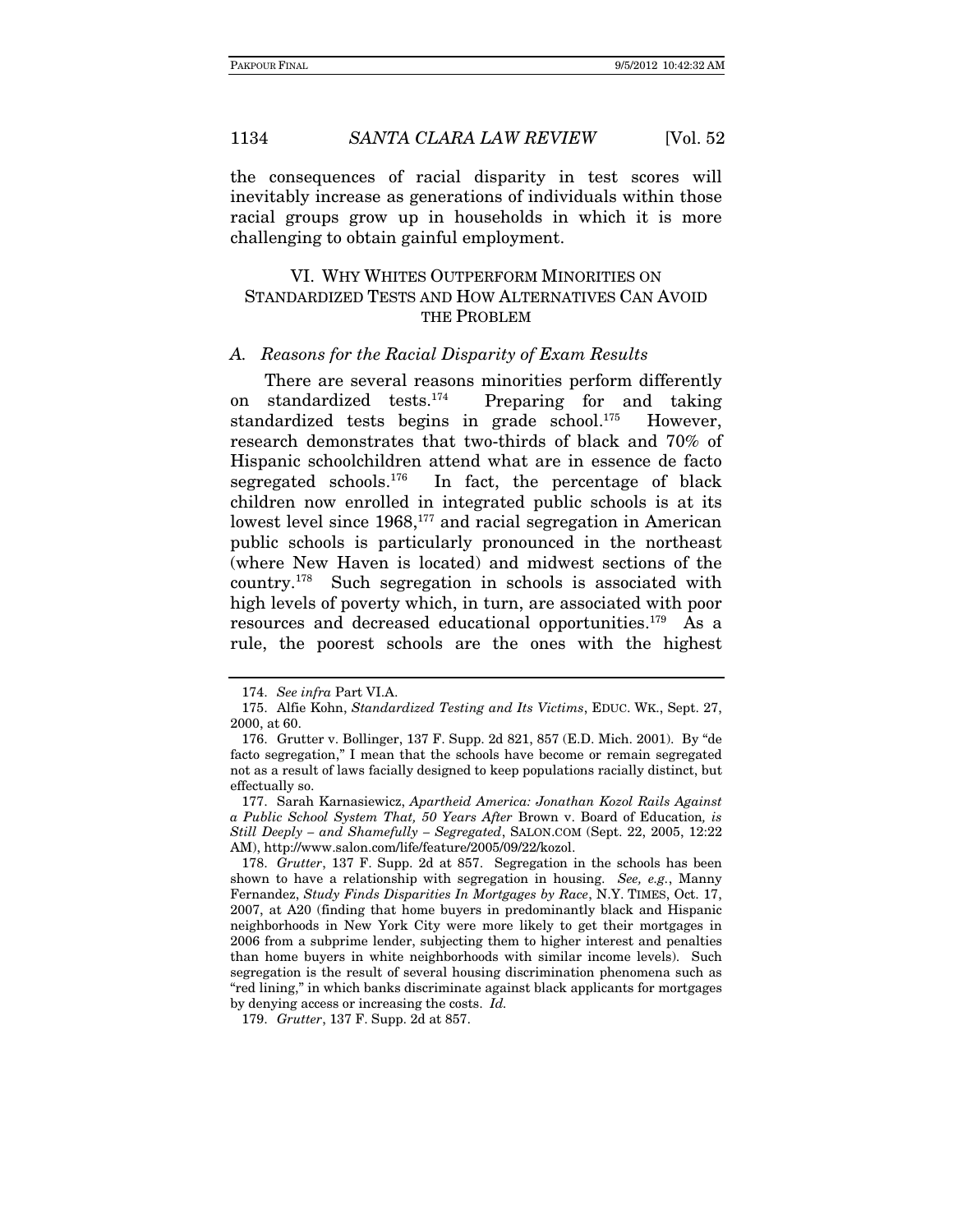the consequences of racial disparity in test scores will inevitably increase as generations of individuals within those racial groups grow up in households in which it is more challenging to obtain gainful employment.

## VI. WHY WHITES OUTPERFORM MINORITIES ON STANDARDIZED TESTS AND HOW ALTERNATIVES CAN AVOID THE PROBLEM

### A. *Reasons for the Racial Disparity of Exam Results*

There are several reasons minorities perform differently on standardized tests.[174] Preparing for and taking standardized tests begins in grade school.[175] However, research demonstrates that two-thirds of black and 70% of Hispanic schoolchildren attend what are in essence de facto segregated schools.[176] In fact, the percentage of black children now enrolled in integrated public schools is at its lowest level since 1968,[177] and racial segregation in American public schools is particularly pronounced in the northeast (where New Haven is located) and midwest sections of the country.[178] Such segregation in schools is associated with high levels of poverty which, in turn, are associated with poor resources and decreased educational opportunities.[179] As a rule, the poorest schools are the ones with the highest

---

174. *See infra* Part VI.A.

175. Alfie Kohn, *Standardized Testing and Its Victims*, EDUC. WK., Sept. 27, 2000, at 60.

176. Grutter v. Bollinger, 137 F. Supp. 2d 821, 857 (E.D. Mich. 2001). By "de facto segregation," I mean that the schools have become or remain segregated not as a result of laws facially designed to keep populations racially distinct, but effectually so.

177. Sarah Karnasiewicz, *Apartheid America: Jonathan Kozol Rails Against a Public School System That, 50 Years After* Brown v. Board of Education*, is Still Deeply – and Shamefully – Segregated*, SALON.COM (Sept. 22, 2005, 12:22 AM), http://www.salon.com/life/feature/2005/09/22/kozol.

178. *Grutter*, 137 F. Supp. 2d at 857. Segregation in the schools has been shown to have a relationship with segregation in housing. *See, e.g.*, Manny Fernandez, *Study Finds Disparities In Mortgages by Race*, N.Y. TIMES, Oct. 17, 2007, at A20 (finding that home buyers in predominantly black and Hispanic neighborhoods in New York City were more likely to get their mortgages in 2006 from a subprime lender, subjecting them to higher interest and penalties than home buyers in white neighborhoods with similar income levels). Such segregation is the result of several housing discrimination phenomena such as "red lining," in which banks discriminate against black applicants for mortgages by denying access or increasing the costs. *Id.*

179. *Grutter*, 137 F. Supp. 2d at 857.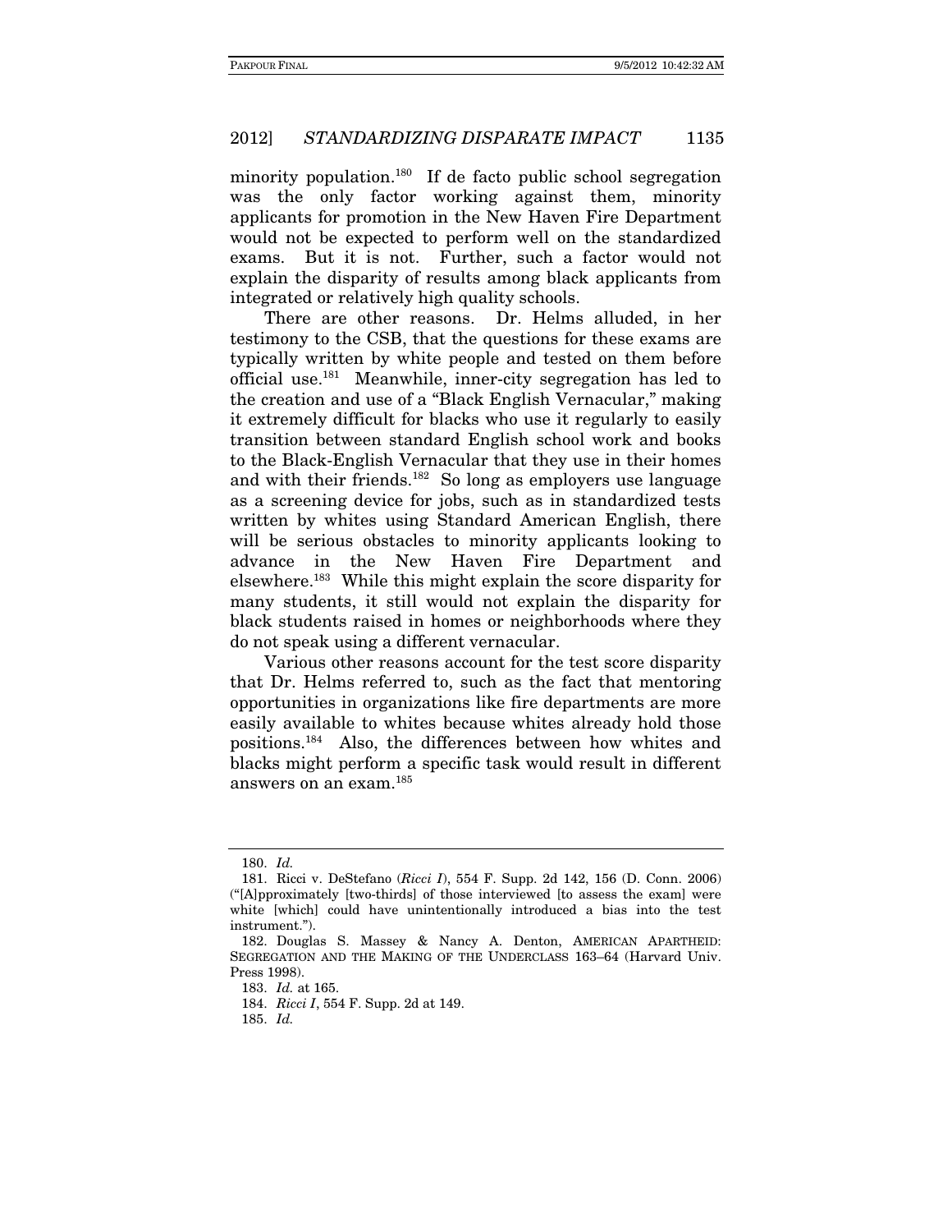minority population.[180] If de facto public school segregation was the only factor working against them, minority applicants for promotion in the New Haven Fire Department would not be expected to perform well on the standardized exams. But it is not. Further, such a factor would not explain the disparity of results among black applicants from integrated or relatively high quality schools.

There are other reasons. Dr. Helms alluded, in her testimony to the CSB, that the questions for these exams are typically written by white people and tested on them before official use.[181] Meanwhile, inner-city segregation has led to the creation and use of a "Black English Vernacular," making it extremely difficult for blacks who use it regularly to easily transition between standard English school work and books to the Black-English Vernacular that they use in their homes and with their friends.[182] So long as employers use language as a screening device for jobs, such as in standardized tests written by whites using Standard American English, there will be serious obstacles to minority applicants looking to advance in the New Haven Fire Department and elsewhere.[183] While this might explain the score disparity for many students, it still would not explain the disparity for black students raised in homes or neighborhoods where they do not speak using a different vernacular.

Various other reasons account for the test score disparity that Dr. Helms referred to, such as the fact that mentoring opportunities in organizations like fire departments are more easily available to whites because whites already hold those positions.[184] Also, the differences between how whites and blacks might perform a specific task would result in different answers on an exam.[185]

---

180. *Id.*

181. Ricci v. DeStefano (*Ricci I*), 554 F. Supp. 2d 142, 156 (D. Conn. 2006) ("[A]pproximately [two-thirds] of those interviewed [to assess the exam] were white [which] could have unintentionally introduced a bias into the test instrument.").

182. Douglas S. Massey & Nancy A. Denton, AMERICAN APARTHEID: SEGREGATION AND THE MAKING OF THE UNDERCLASS 163–64 (Harvard Univ. Press 1998).

183. *Id.* at 165.

184. *Ricci I*, 554 F. Supp. 2d at 149.

185. *Id.*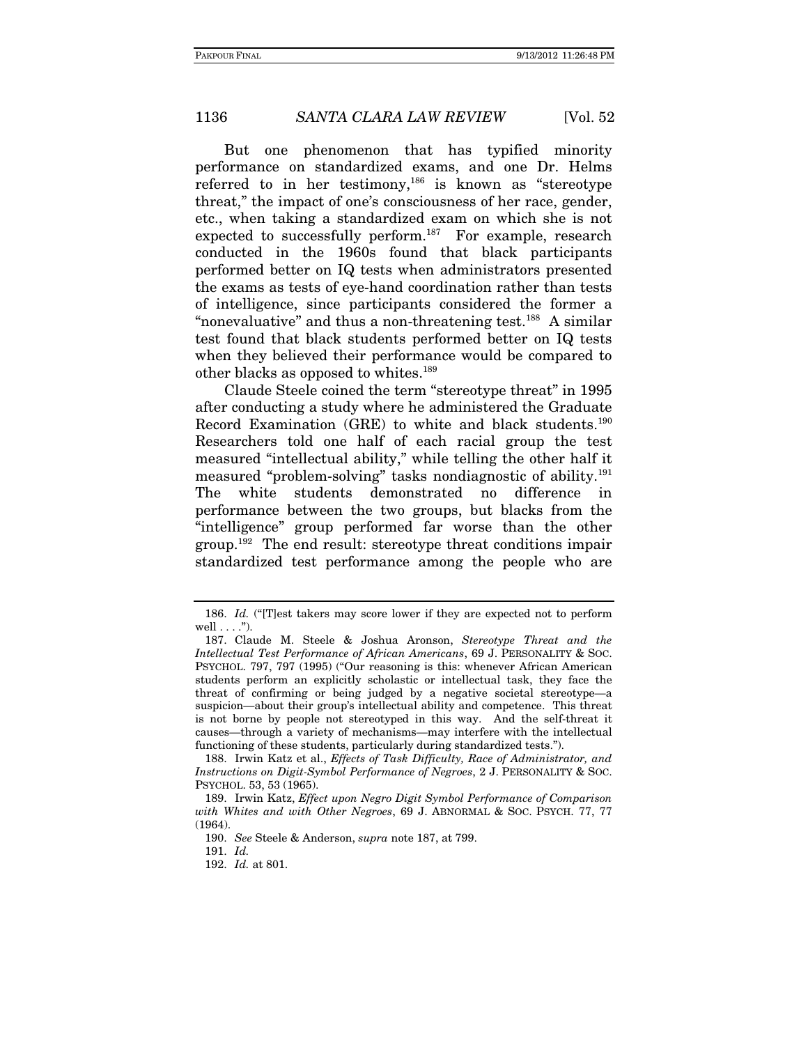But one phenomenon that has typified minority performance on standardized exams, and one Dr. Helms referred to in her testimony,[186] is known as "stereotype threat," the impact of one's consciousness of her race, gender, etc., when taking a standardized exam on which she is not expected to successfully perform.[187] For example, research conducted in the 1960s found that black participants performed better on IQ tests when administrators presented the exams as tests of eye-hand coordination rather than tests of intelligence, since participants considered the former a "nonevaluative" and thus a non-threatening test.[188] A similar test found that black students performed better on IQ tests when they believed their performance would be compared to other blacks as opposed to whites.[189]

Claude Steele coined the term "stereotype threat" in 1995 after conducting a study where he administered the Graduate Record Examination (GRE) to white and black students.[190] Researchers told one half of each racial group the test measured "intellectual ability," while telling the other half it measured "problem-solving" tasks nondiagnostic of ability.[191] The white students demonstrated no difference in performance between the two groups, but blacks from the "intelligence" group performed far worse than the other group.[192] The end result: stereotype threat conditions impair standardized test performance among the people who are

---

186. *Id.* ("[T]est takers may score lower if they are expected not to perform well . . . .").

187. Claude M. Steele & Joshua Aronson, *Stereotype Threat and the Intellectual Test Performance of African Americans*, 69 J. PERSONALITY & SOC. PSYCHOL. 797, 797 (1995) ("Our reasoning is this: whenever African American students perform an explicitly scholastic or intellectual task, they face the threat of confirming or being judged by a negative societal stereotype—a suspicion—about their group's intellectual ability and competence. This threat is not borne by people not stereotyped in this way. And the self-threat it causes—through a variety of mechanisms—may interfere with the intellectual functioning of these students, particularly during standardized tests.").

188. Irwin Katz et al., *Effects of Task Difficulty, Race of Administrator, and Instructions on Digit-Symbol Performance of Negroes*, 2 J. PERSONALITY & SOC. PSYCHOL. 53, 53 (1965).

189. Irwin Katz, *Effect upon Negro Digit Symbol Performance of Comparison with Whites and with Other Negroes*, 69 J. ABNORMAL & SOC. PSYCH. 77, 77 (1964).

190. *See* Steele & Anderson, *supra* note 187, at 799.

191. *Id.*

192. *Id.* at 801.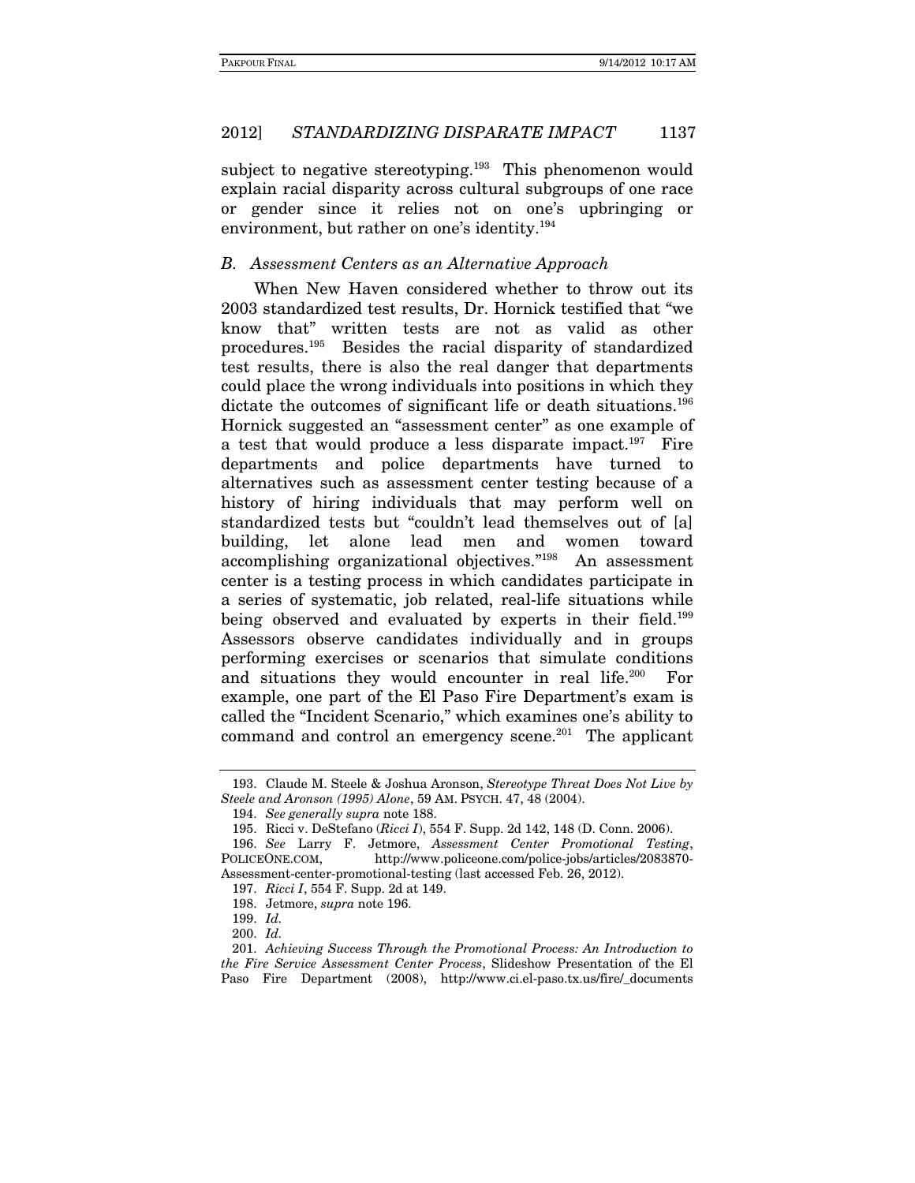subject to negative stereotyping.[193] This phenomenon would explain racial disparity across cultural subgroups of one race or gender since it relies not on one's upbringing or environment, but rather on one's identity.[194]

### *B. Assessment Centers as an Alternative Approach*

When New Haven considered whether to throw out its 2003 standardized test results, Dr. Hornick testified that "we know that" written tests are not as valid as other procedures.[195] Besides the racial disparity of standardized test results, there is also the real danger that departments could place the wrong individuals into positions in which they dictate the outcomes of significant life or death situations.[196] Hornick suggested an "assessment center" as one example of a test that would produce a less disparate impact.[197] Fire departments and police departments have turned to alternatives such as assessment center testing because of a history of hiring individuals that may perform well on standardized tests but "couldn't lead themselves out of [a] building, let alone lead men and women toward accomplishing organizational objectives."[198] An assessment center is a testing process in which candidates participate in a series of systematic, job related, real-life situations while being observed and evaluated by experts in their field.[199] Assessors observe candidates individually and in groups performing exercises or scenarios that simulate conditions and situations they would encounter in real life.[200] For example, one part of the El Paso Fire Department's exam is called the "Incident Scenario," which examines one's ability to command and control an emergency scene.[201] The applicant

---

193. Claude M. Steele & Joshua Aronson, *Stereotype Threat Does Not Live by Steele and Aronson (1995) Alone*, 59 AM. PSYCH. 47, 48 (2004).

194. *See generally supra* note 188.

195. Ricci v. DeStefano (*Ricci I*), 554 F. Supp. 2d 142, 148 (D. Conn. 2006).

196. *See* Larry F. Jetmore, *Assessment Center Promotional Testing*, POLICEONE.COM, http://www.policeone.com/police-jobs/articles/2083870-Assessment-center-promotional-testing (last accessed Feb. 26, 2012).

197. *Ricci I*, 554 F. Supp. 2d at 149.

198. Jetmore, *supra* note 196.

199. *Id.*

200. *Id.*

201. *Achieving Success Through the Promotional Process: An Introduction to the Fire Service Assessment Center Process*, Slideshow Presentation of the El Paso Fire Department (2008), http://www.ci.el-paso.tx.us/fire/_documents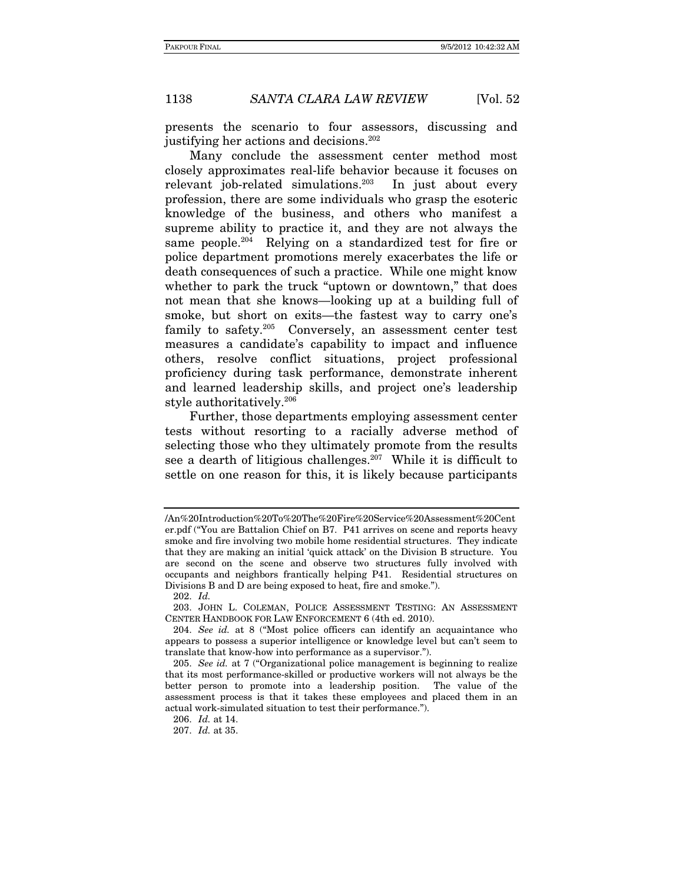presents the scenario to four assessors, discussing and justifying her actions and decisions.[202]

Many conclude the assessment center method most closely approximates real-life behavior because it focuses on relevant job-related simulations.[203] In just about every profession, there are some individuals who grasp the esoteric knowledge of the business, and others who manifest a supreme ability to practice it, and they are not always the same people.[204] Relying on a standardized test for fire or police department promotions merely exacerbates the life or death consequences of such a practice. While one might know whether to park the truck "uptown or downtown," that does not mean that she knows—looking up at a building full of smoke, but short on exits—the fastest way to carry one's family to safety.[205] Conversely, an assessment center test measures a candidate's capability to impact and influence others, resolve conflict situations, project professional proficiency during task performance, demonstrate inherent and learned leadership skills, and project one's leadership style authoritatively.[206]

Further, those departments employing assessment center tests without resorting to a racially adverse method of selecting those who they ultimately promote from the results see a dearth of litigious challenges.[207] While it is difficult to settle on one reason for this, it is likely because participants

---

/An%20Introduction%20To%20The%20Fire%20Service%20Assessment%20Center.pdf ("You are Battalion Chief on B7. P41 arrives on scene and reports heavy smoke and fire involving two mobile home residential structures. They indicate that they are making an initial 'quick attack' on the Division B structure. You are second on the scene and observe two structures fully involved with occupants and neighbors frantically helping P41. Residential structures on Divisions B and D are being exposed to heat, fire and smoke.").

202. *Id.*

203. JOHN L. COLEMAN, POLICE ASSESSMENT TESTING: AN ASSESSMENT CENTER HANDBOOK FOR LAW ENFORCEMENT 6 (4th ed. 2010).

204. *See id.* at 8 ("Most police officers can identify an acquaintance who appears to possess a superior intelligence or knowledge level but can't seem to translate that know-how into performance as a supervisor.").

205. *See id.* at 7 ("Organizational police management is beginning to realize that its most performance-skilled or productive workers will not always be the better person to promote into a leadership position. The value of the assessment process is that it takes these employees and placed them in an actual work-simulated situation to test their performance.").

206. *Id.* at 14.

207. *Id.* at 35.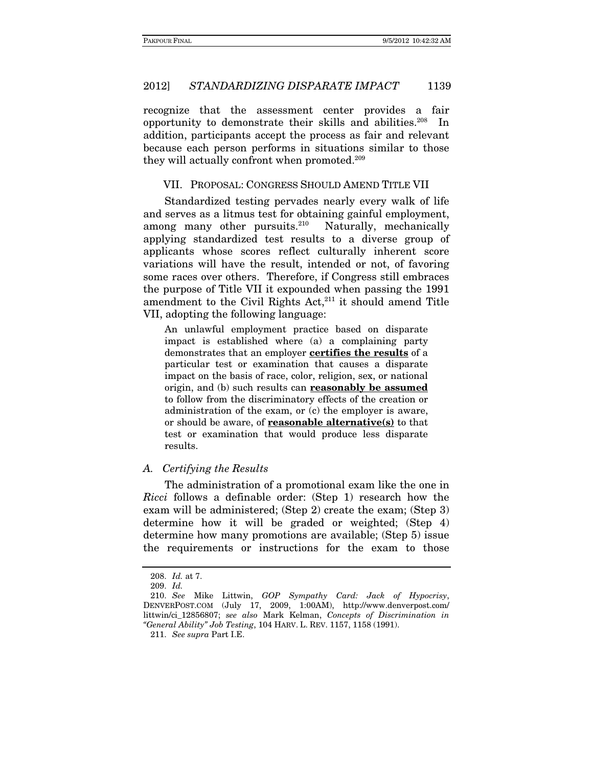recognize that the assessment center provides a fair opportunity to demonstrate their skills and abilities.[208] In addition, participants accept the process as fair and relevant because each person performs in situations similar to those they will actually confront when promoted.[209]

## VII. PROPOSAL: CONGRESS SHOULD AMEND TITLE VII

Standardized testing pervades nearly every walk of life and serves as a litmus test for obtaining gainful employment, among many other pursuits.[210] Naturally, mechanically applying standardized test results to a diverse group of applicants whose scores reflect culturally inherent score variations will have the result, intended or not, of favoring some races over others. Therefore, if Congress still embraces the purpose of Title VII it expounded when passing the 1991 amendment to the Civil Rights Act,[211] it should amend Title VII, adopting the following language:

> An unlawful employment practice based on disparate impact is established where (a) a complaining party demonstrates that an employer **certifies the results** of a particular test or examination that causes a disparate impact on the basis of race, color, religion, sex, or national origin, and (b) such results can **reasonably be assumed** to follow from the discriminatory effects of the creation or administration of the exam, or (c) the employer is aware, or should be aware, of **reasonable alternative(s)** to that test or examination that would produce less disparate results.

### A. *Certifying the Results*

The administration of a promotional exam like the one in *Ricci* follows a definable order: (Step 1) research how the exam will be administered; (Step 2) create the exam; (Step 3) determine how it will be graded or weighted; (Step 4) determine how many promotions are available; (Step 5) issue the requirements or instructions for the exam to those

---

208. *Id.* at 7.

209. *Id.*

210. *See* Mike Littwin, *GOP Sympathy Card: Jack of Hypocrisy*, DENVERPOST.COM (July 17, 2009, 1:00AM), http://www.denverpost.com/littwin/ci_12856807; *see also* Mark Kelman, *Concepts of Discrimination in "General Ability" Job Testing*, 104 HARV. L. REV. 1157, 1158 (1991).

211. *See supra* Part I.E.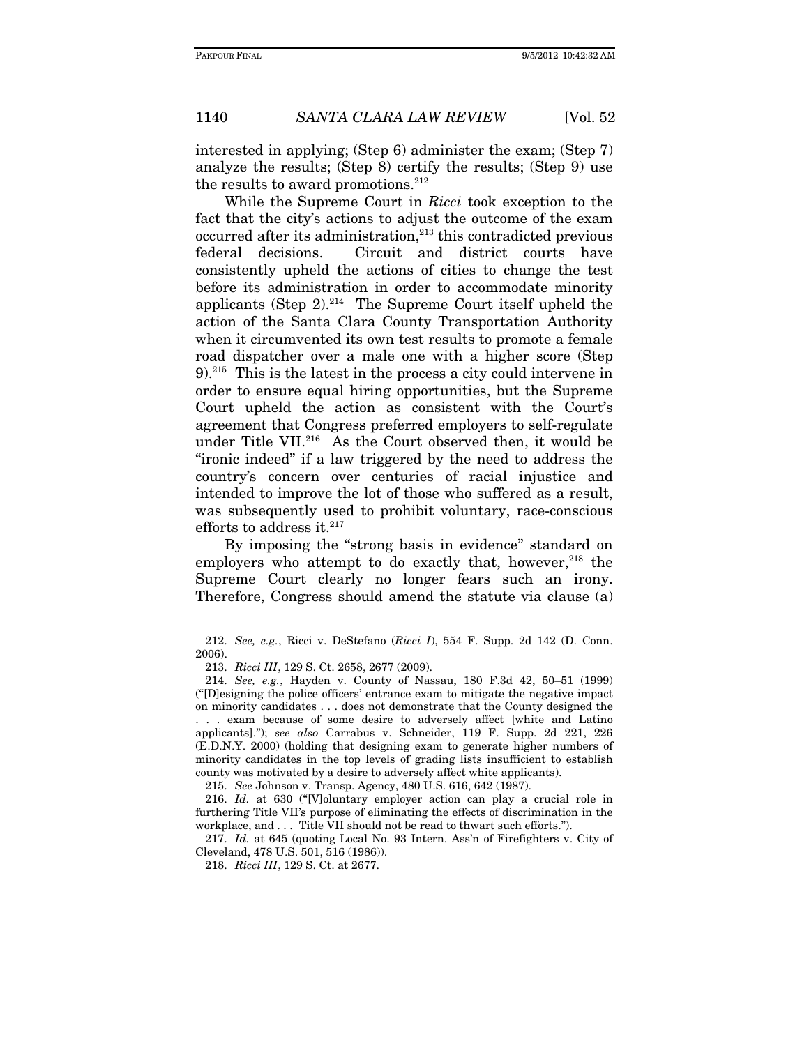interested in applying; (Step 6) administer the exam; (Step 7) analyze the results; (Step 8) certify the results; (Step 9) use the results to award promotions.[212]

While the Supreme Court in *Ricci* took exception to the fact that the city's actions to adjust the outcome of the exam occurred after its administration,[213] this contradicted previous federal decisions. Circuit and district courts have consistently upheld the actions of cities to change the test before its administration in order to accommodate minority applicants (Step 2).[214] The Supreme Court itself upheld the action of the Santa Clara County Transportation Authority when it circumvented its own test results to promote a female road dispatcher over a male one with a higher score (Step 9).[215] This is the latest in the process a city could intervene in order to ensure equal hiring opportunities, but the Supreme Court upheld the action as consistent with the Court's agreement that Congress preferred employers to self-regulate under Title VII.[216] As the Court observed then, it would be "ironic indeed" if a law triggered by the need to address the country's concern over centuries of racial injustice and intended to improve the lot of those who suffered as a result, was subsequently used to prohibit voluntary, race-conscious efforts to address it.[217]

By imposing the "strong basis in evidence" standard on employers who attempt to do exactly that, however,[218] the Supreme Court clearly no longer fears such an irony. Therefore, Congress should amend the statute via clause (a)

---

212. *See, e.g.*, Ricci v. DeStefano (*Ricci I*), 554 F. Supp. 2d 142 (D. Conn. 2006).

213. *Ricci III*, 129 S. Ct. 2658, 2677 (2009).

214. *See, e.g.*, Hayden v. County of Nassau, 180 F.3d 42, 50–51 (1999) ("[D]esigning the police officers' entrance exam to mitigate the negative impact on minority candidates . . . does not demonstrate that the County designed the . . . exam because of some desire to adversely affect [white and Latino applicants]."); *see also* Carrabus v. Schneider, 119 F. Supp. 2d 221, 226 (E.D.N.Y. 2000) (holding that designing exam to generate higher numbers of minority candidates in the top levels of grading lists insufficient to establish county was motivated by a desire to adversely affect white applicants).

215. *See* Johnson v. Transp. Agency, 480 U.S. 616, 642 (1987).

216. *Id.* at 630 ("[V]oluntary employer action can play a crucial role in furthering Title VII's purpose of eliminating the effects of discrimination in the workplace, and . . . Title VII should not be read to thwart such efforts.").

217. *Id.* at 645 (quoting Local No. 93 Intern. Ass'n of Firefighters v. City of Cleveland, 478 U.S. 501, 516 (1986)).

218. *Ricci III*, 129 S. Ct. at 2677.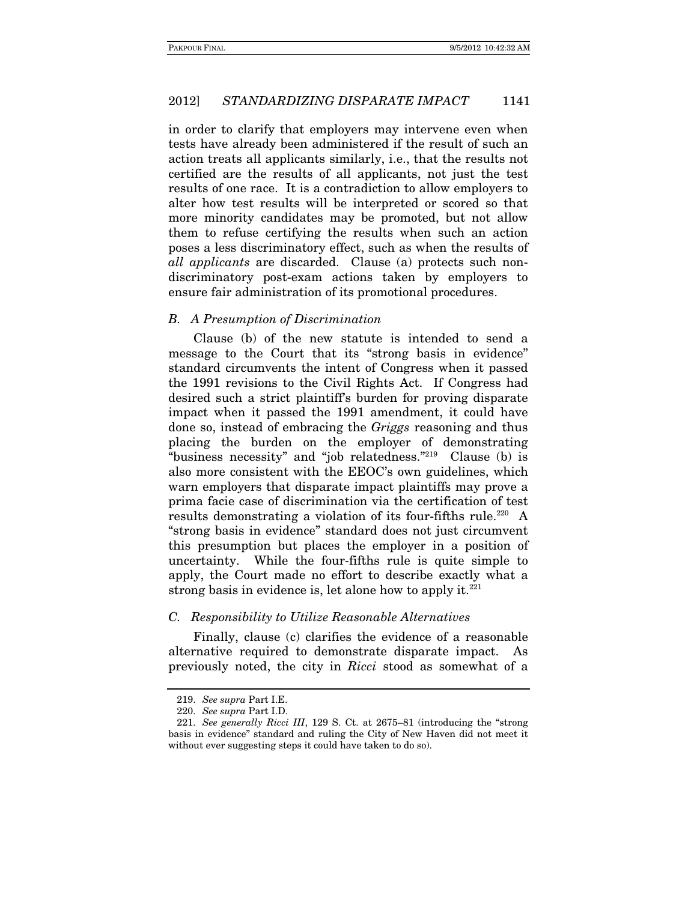in order to clarify that employers may intervene even when tests have already been administered if the result of such an action treats all applicants similarly, i.e., that the results not certified are the results of all applicants, not just the test results of one race. It is a contradiction to allow employers to alter how test results will be interpreted or scored so that more minority candidates may be promoted, but not allow them to refuse certifying the results when such an action poses a less discriminatory effect, such as when the results of *all applicants* are discarded. Clause (a) protects such non-discriminatory post-exam actions taken by employers to ensure fair administration of its promotional procedures.

### *B. A Presumption of Discrimination*

Clause (b) of the new statute is intended to send a message to the Court that its "strong basis in evidence" standard circumvents the intent of Congress when it passed the 1991 revisions to the Civil Rights Act. If Congress had desired such a strict plaintiff's burden for proving disparate impact when it passed the 1991 amendment, it could have done so, instead of embracing the *Griggs* reasoning and thus placing the burden on the employer of demonstrating "business necessity" and "job relatedness."[219] Clause (b) is also more consistent with the EEOC's own guidelines, which warn employers that disparate impact plaintiffs may prove a prima facie case of discrimination via the certification of test results demonstrating a violation of its four-fifths rule.[220] A "strong basis in evidence" standard does not just circumvent this presumption but places the employer in a position of uncertainty. While the four-fifths rule is quite simple to apply, the Court made no effort to describe exactly what a strong basis in evidence is, let alone how to apply it.[221]

### *C. Responsibility to Utilize Reasonable Alternatives*

Finally, clause (c) clarifies the evidence of a reasonable alternative required to demonstrate disparate impact. As previously noted, the city in *Ricci* stood as somewhat of a

---

219. *See supra* Part I.E.

220. *See supra* Part I.D.

221. *See generally Ricci III*, 129 S. Ct. at 2675–81 (introducing the "strong basis in evidence" standard and ruling the City of New Haven did not meet it without ever suggesting steps it could have taken to do so).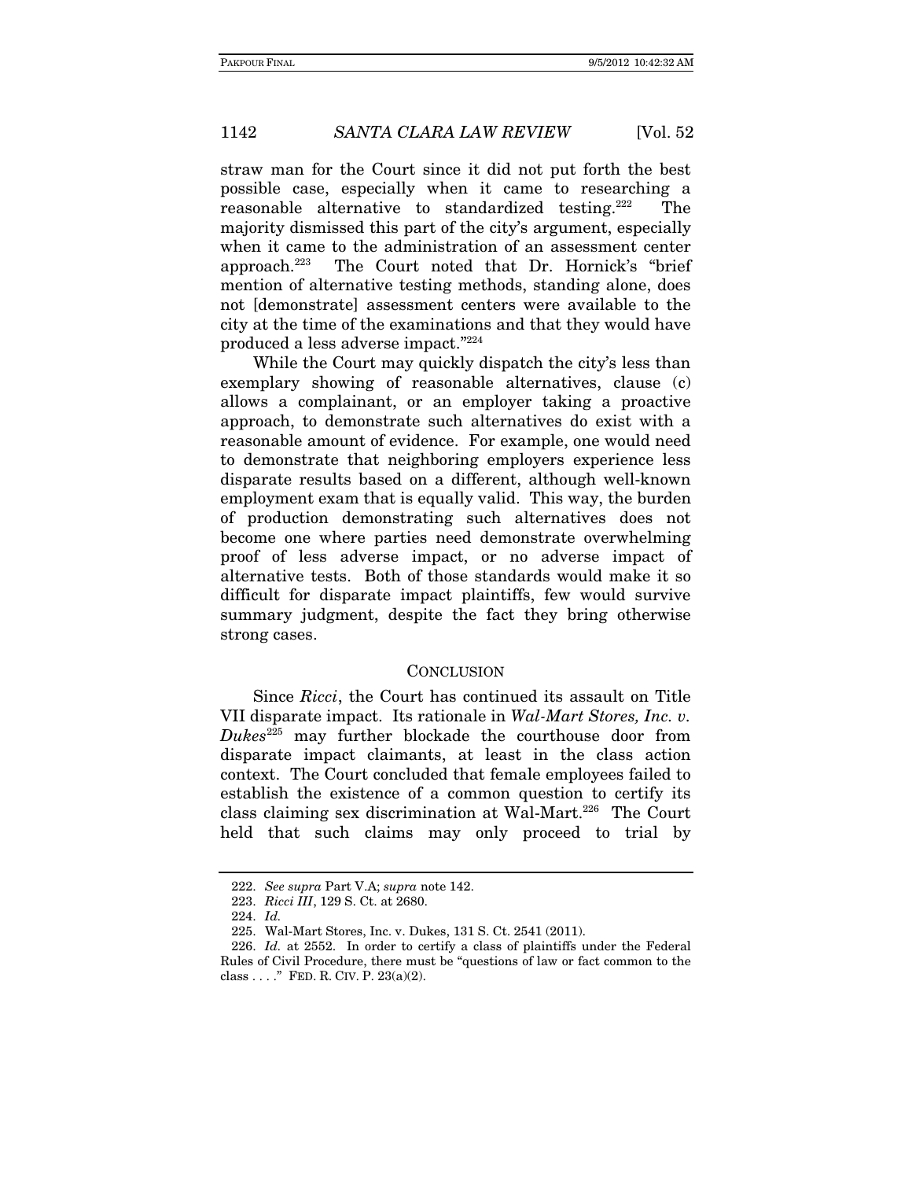straw man for the Court since it did not put forth the best possible case, especially when it came to researching a reasonable alternative to standardized testing.[222] The majority dismissed this part of the city's argument, especially when it came to the administration of an assessment center approach.[223] The Court noted that Dr. Hornick's "brief mention of alternative testing methods, standing alone, does not [demonstrate] assessment centers were available to the city at the time of the examinations and that they would have produced a less adverse impact."[224]

While the Court may quickly dispatch the city's less than exemplary showing of reasonable alternatives, clause (c) allows a complainant, or an employer taking a proactive approach, to demonstrate such alternatives do exist with a reasonable amount of evidence. For example, one would need to demonstrate that neighboring employers experience less disparate results based on a different, although well-known employment exam that is equally valid. This way, the burden of production demonstrating such alternatives does not become one where parties need demonstrate overwhelming proof of less adverse impact, or no adverse impact of alternative tests. Both of those standards would make it so difficult for disparate impact plaintiffs, few would survive summary judgment, despite the fact they bring otherwise strong cases.

## CONCLUSION

Since *Ricci*, the Court has continued its assault on Title VII disparate impact. Its rationale in *Wal-Mart Stores, Inc. v. Dukes*[225] may further blockade the courthouse door from disparate impact claimants, at least in the class action context. The Court concluded that female employees failed to establish the existence of a common question to certify its class claiming sex discrimination at Wal-Mart.[226] The Court held that such claims may only proceed to trial by

---

222. *See supra* Part V.A; *supra* note 142.

223. *Ricci III*, 129 S. Ct. at 2680.

224. *Id.*

225. Wal-Mart Stores, Inc. v. Dukes, 131 S. Ct. 2541 (2011).

226. *Id.* at 2552. In order to certify a class of plaintiffs under the Federal Rules of Civil Procedure, there must be "questions of law or fact common to the class . . . ." FED. R. CIV. P. 23(a)(2).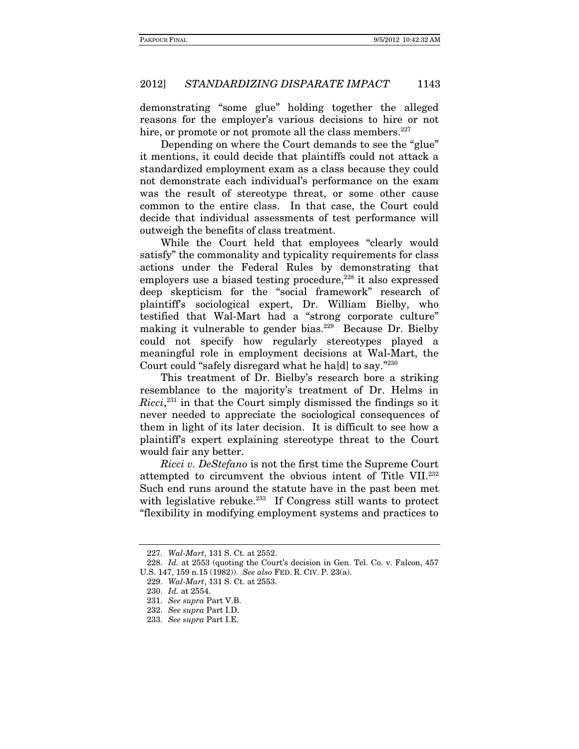demonstrating "some glue" holding together the alleged reasons for the employer's various decisions to hire or not hire, or promote or not promote all the class members.[227]

Depending on where the Court demands to see the "glue" it mentions, it could decide that plaintiffs could not attack a standardized employment exam as a class because they could not demonstrate each individual's performance on the exam was the result of stereotype threat, or some other cause common to the entire class. In that case, the Court could decide that individual assessments of test performance will outweigh the benefits of class treatment.

While the Court held that employees "clearly would satisfy" the commonality and typicality requirements for class actions under the Federal Rules by demonstrating that employers use a biased testing procedure,[228] it also expressed deep skepticism for the "social framework" research of plaintiff's sociological expert, Dr. William Bielby, who testified that Wal-Mart had a "strong corporate culture" making it vulnerable to gender bias.[229] Because Dr. Bielby could not specify how regularly stereotypes played a meaningful role in employment decisions at Wal-Mart, the Court could "safely disregard what he ha[d] to say."[230]

This treatment of Dr. Bielby's research bore a striking resemblance to the majority's treatment of Dr. Helms in *Ricci*,[231] in that the Court simply dismissed the findings so it never needed to appreciate the sociological consequences of them in light of its later decision. It is difficult to see how a plaintiff's expert explaining stereotype threat to the Court would fair any better.

*Ricci v. DeStefano* is not the first time the Supreme Court attempted to circumvent the obvious intent of Title VII.[232] Such end runs around the statute have in the past been met with legislative rebuke.[233] If Congress still wants to protect "flexibility in modifying employment systems and practices to

---

227. *Wal-Mart*, 131 S. Ct. at 2552.

228. *Id.* at 2553 (quoting the Court's decision in Gen. Tel. Co. v. Falcon, 457 U.S. 147, 159 n.15 (1982)). *See also* FED. R. CIV. P. 23(a).

229. *Wal-Mart*, 131 S. Ct. at 2553.

230. *Id.* at 2554.

231. *See supra* Part V.B.

232. *See supra* Part I.D.

233. *See supra* Part I.E.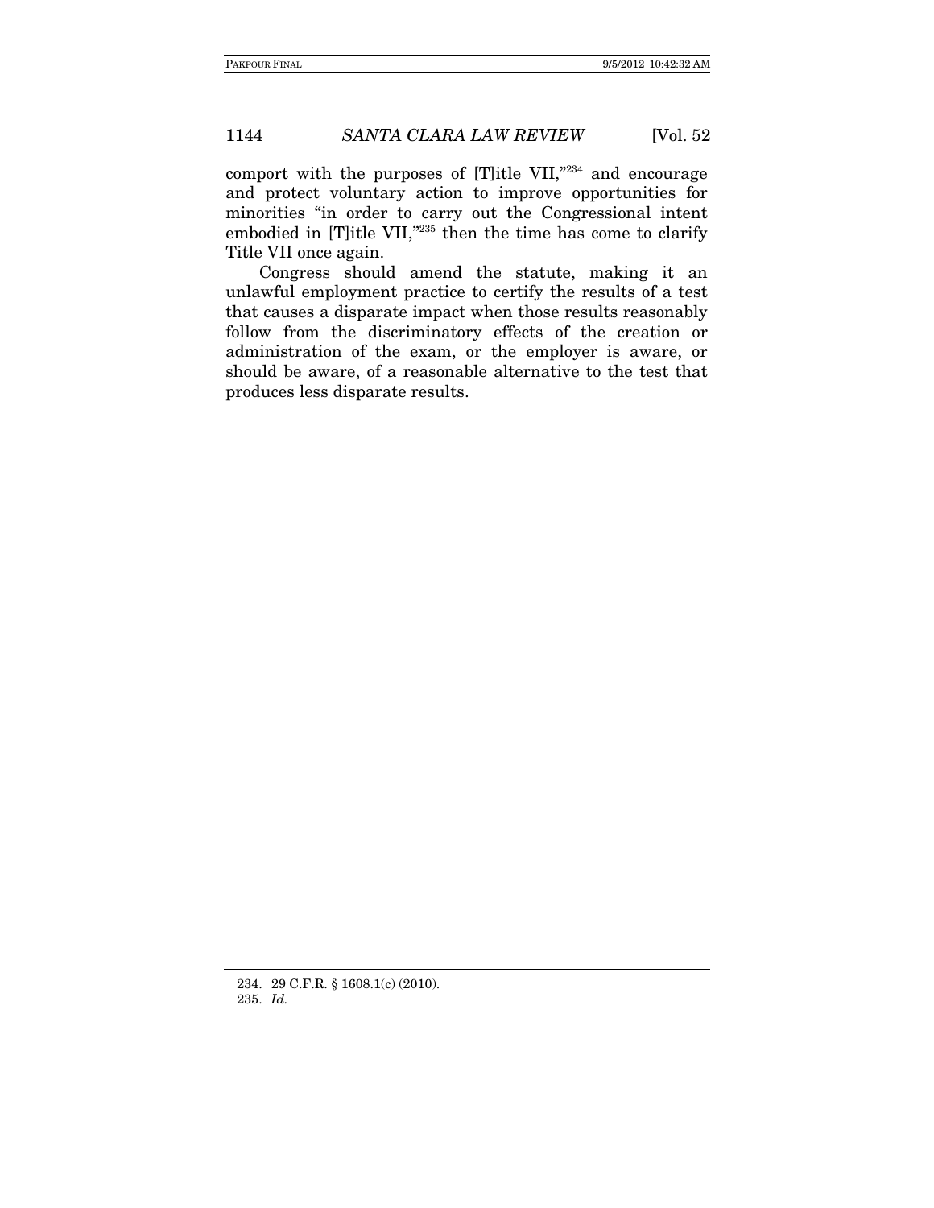comport with the purposes of [T]itle VII,"[234] and encourage and protect voluntary action to improve opportunities for minorities "in order to carry out the Congressional intent embodied in [T]itle VII,"[235] then the time has come to clarify Title VII once again.

Congress should amend the statute, making it an unlawful employment practice to certify the results of a test that causes a disparate impact when those results reasonably follow from the discriminatory effects of the creation or administration of the exam, or the employer is aware, or should be aware, of a reasonable alternative to the test that produces less disparate results.

---

234. 29 C.F.R. § 1608.1(c) (2010).

235. *Id.*